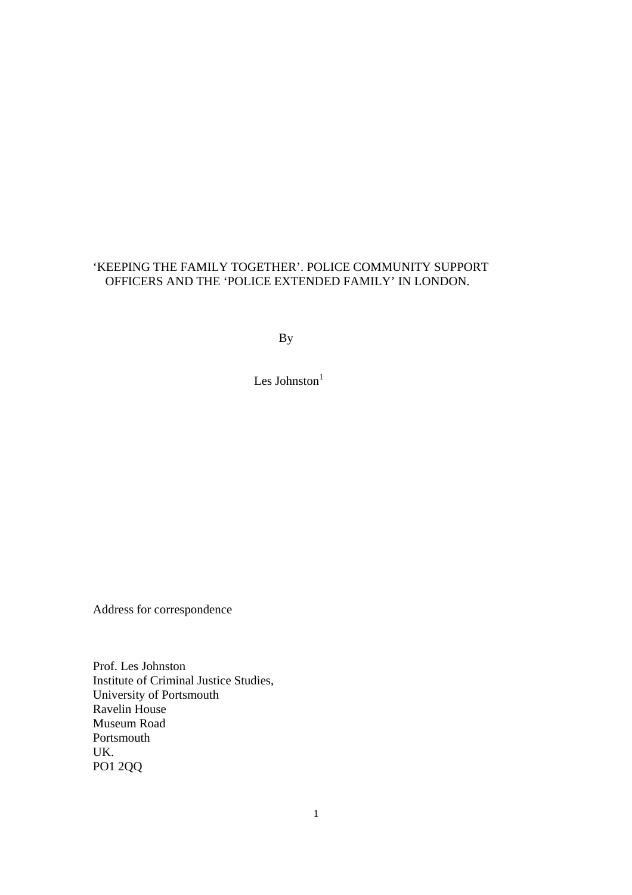# 'KEEPING THE FAMILY TOGETHER'. POLICE COMMUNITY SUPPORT OFFICERS AND THE 'POLICE EXTENDED FAMILY' IN LONDON.

By

Les Johnston[1]

Address for correspondence

Prof. Les Johnston
Institute of Criminal Justice Studies,
University of Portsmouth
Ravelin House
Museum Road
Portsmouth
UK.
PO1 2QQ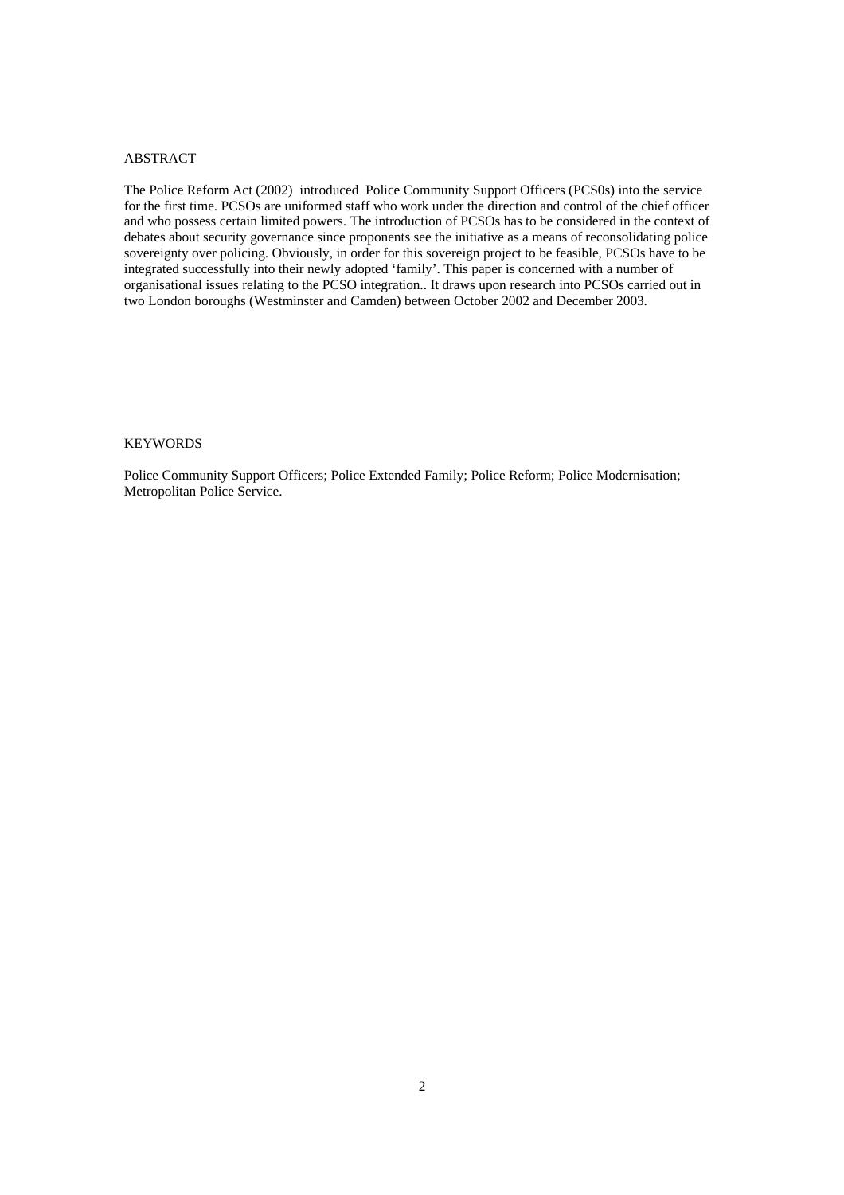## ABSTRACT

The Police Reform Act (2002) introduced Police Community Support Officers (PCS0s) into the service for the first time. PCSOs are uniformed staff who work under the direction and control of the chief officer and who possess certain limited powers. The introduction of PCSOs has to be considered in the context of debates about security governance since proponents see the initiative as a means of reconsolidating police sovereignty over policing. Obviously, in order for this sovereign project to be feasible, PCSOs have to be integrated successfully into their newly adopted 'family'. This paper is concerned with a number of organisational issues relating to the PCSO integration.. It draws upon research into PCSOs carried out in two London boroughs (Westminster and Camden) between October 2002 and December 2003.

## KEYWORDS

Police Community Support Officers; Police Extended Family; Police Reform; Police Modernisation; Metropolitan Police Service.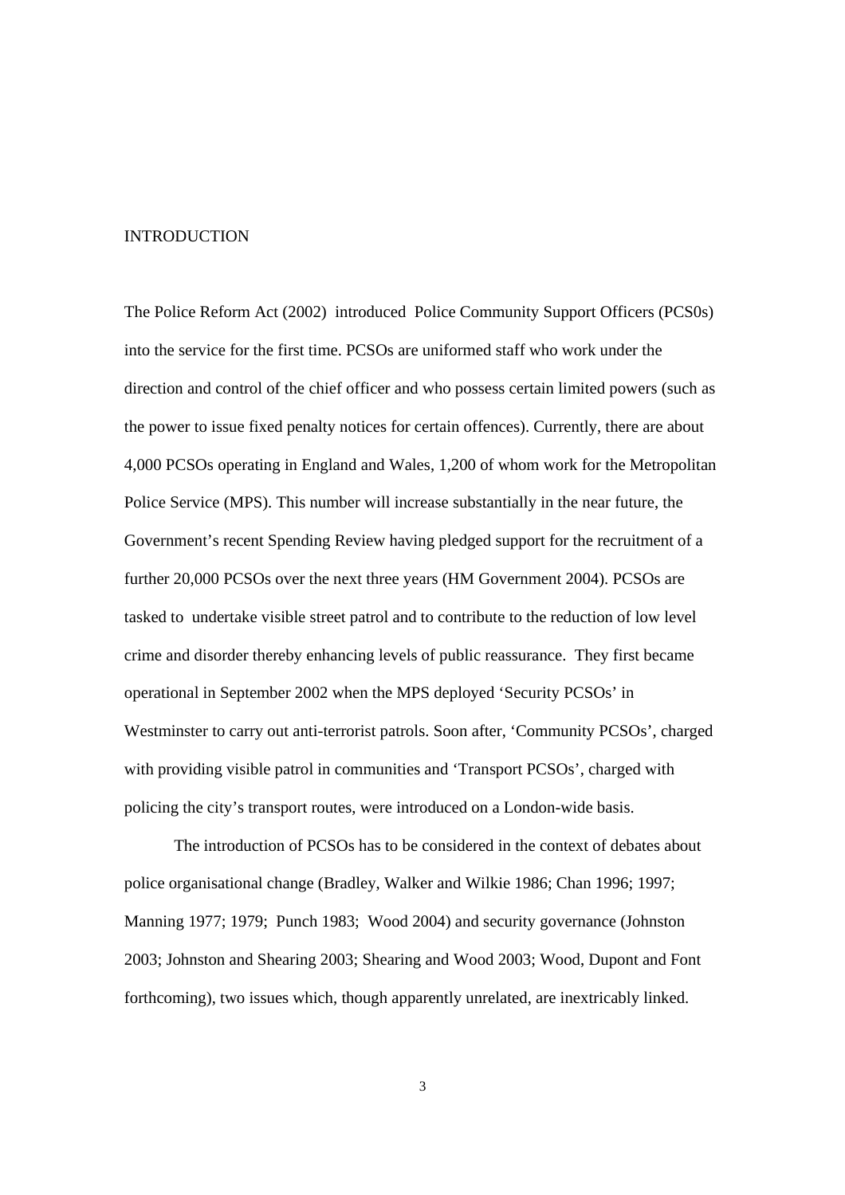## INTRODUCTION

The Police Reform Act (2002) introduced Police Community Support Officers (PCS0s) into the service for the first time. PCSOs are uniformed staff who work under the direction and control of the chief officer and who possess certain limited powers (such as the power to issue fixed penalty notices for certain offences). Currently, there are about 4,000 PCSOs operating in England and Wales, 1,200 of whom work for the Metropolitan Police Service (MPS). This number will increase substantially in the near future, the Government's recent Spending Review having pledged support for the recruitment of a further 20,000 PCSOs over the next three years (HM Government 2004). PCSOs are tasked to undertake visible street patrol and to contribute to the reduction of low level crime and disorder thereby enhancing levels of public reassurance. They first became operational in September 2002 when the MPS deployed 'Security PCSOs' in Westminster to carry out anti-terrorist patrols. Soon after, 'Community PCSOs', charged with providing visible patrol in communities and 'Transport PCSOs', charged with policing the city's transport routes, were introduced on a London-wide basis.

The introduction of PCSOs has to be considered in the context of debates about police organisational change (Bradley, Walker and Wilkie 1986; Chan 1996; 1997; Manning 1977; 1979; Punch 1983; Wood 2004) and security governance (Johnston 2003; Johnston and Shearing 2003; Shearing and Wood 2003; Wood, Dupont and Font forthcoming), two issues which, though apparently unrelated, are inextricably linked.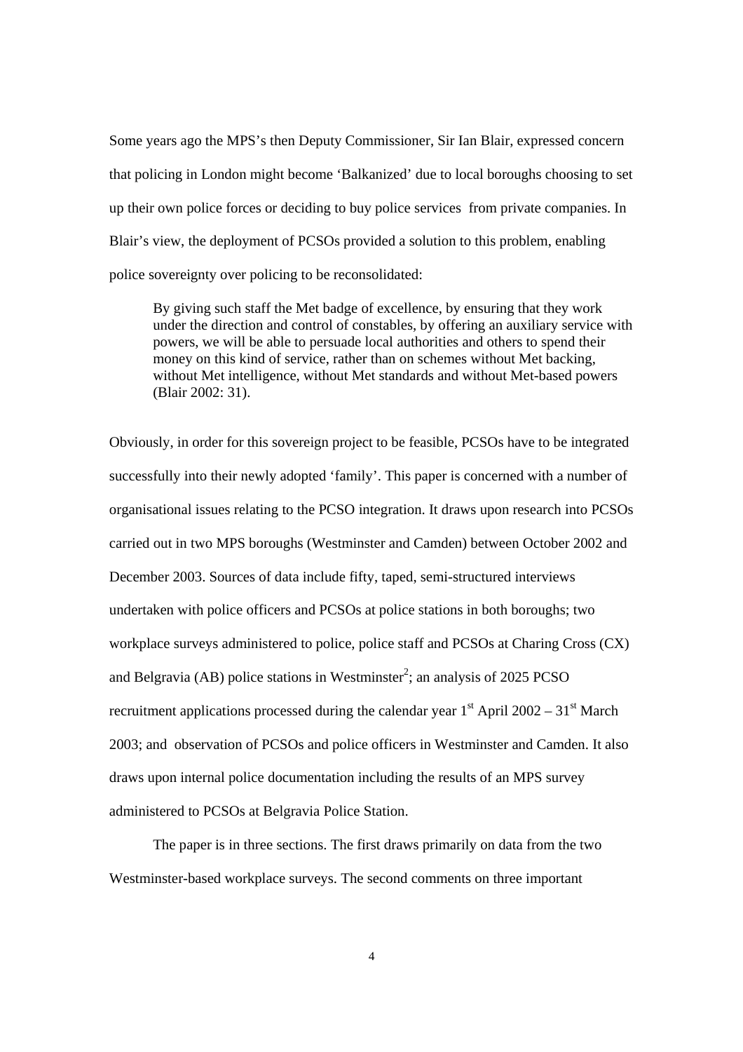Some years ago the MPS's then Deputy Commissioner, Sir Ian Blair, expressed concern that policing in London might become 'Balkanized' due to local boroughs choosing to set up their own police forces or deciding to buy police services from private companies. In Blair's view, the deployment of PCSOs provided a solution to this problem, enabling police sovereignty over policing to be reconsolidated:

> By giving such staff the Met badge of excellence, by ensuring that they work under the direction and control of constables, by offering an auxiliary service with powers, we will be able to persuade local authorities and others to spend their money on this kind of service, rather than on schemes without Met backing, without Met intelligence, without Met standards and without Met-based powers (Blair 2002: 31).

Obviously, in order for this sovereign project to be feasible, PCSOs have to be integrated successfully into their newly adopted 'family'. This paper is concerned with a number of organisational issues relating to the PCSO integration. It draws upon research into PCSOs carried out in two MPS boroughs (Westminster and Camden) between October 2002 and December 2003. Sources of data include fifty, taped, semi-structured interviews undertaken with police officers and PCSOs at police stations in both boroughs; two workplace surveys administered to police, police staff and PCSOs at Charing Cross (CX) and Belgravia (AB) police stations in Westminster[2]; an analysis of 2025 PCSO recruitment applications processed during the calendar year 1st April 2002 – 31st March 2003; and observation of PCSOs and police officers in Westminster and Camden. It also draws upon internal police documentation including the results of an MPS survey administered to PCSOs at Belgravia Police Station.

The paper is in three sections. The first draws primarily on data from the two Westminster-based workplace surveys. The second comments on three important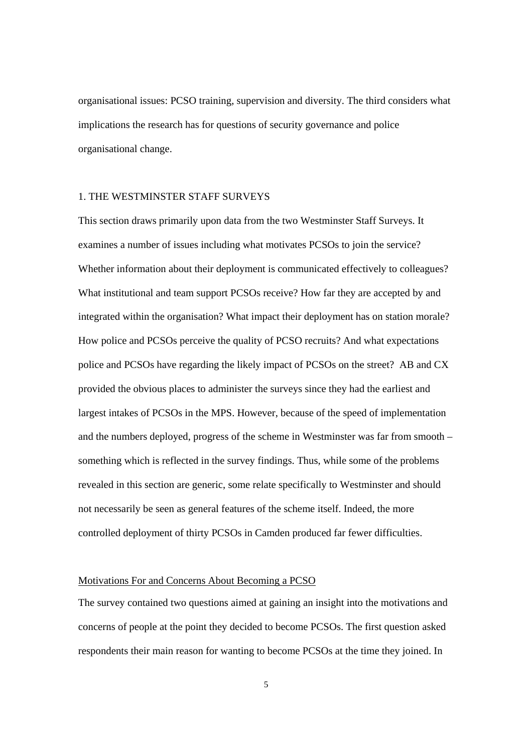organisational issues: PCSO training, supervision and diversity. The third considers what implications the research has for questions of security governance and police organisational change.

## 1. THE WESTMINSTER STAFF SURVEYS

This section draws primarily upon data from the two Westminster Staff Surveys. It examines a number of issues including what motivates PCSOs to join the service? Whether information about their deployment is communicated effectively to colleagues? What institutional and team support PCSOs receive? How far they are accepted by and integrated within the organisation? What impact their deployment has on station morale? How police and PCSOs perceive the quality of PCSO recruits? And what expectations police and PCSOs have regarding the likely impact of PCSOs on the street? AB and CX provided the obvious places to administer the surveys since they had the earliest and largest intakes of PCSOs in the MPS. However, because of the speed of implementation and the numbers deployed, progress of the scheme in Westminster was far from smooth – something which is reflected in the survey findings. Thus, while some of the problems revealed in this section are generic, some relate specifically to Westminster and should not necessarily be seen as general features of the scheme itself. Indeed, the more controlled deployment of thirty PCSOs in Camden produced far fewer difficulties.

### Motivations For and Concerns About Becoming a PCSO

The survey contained two questions aimed at gaining an insight into the motivations and concerns of people at the point they decided to become PCSOs. The first question asked respondents their main reason for wanting to become PCSOs at the time they joined. In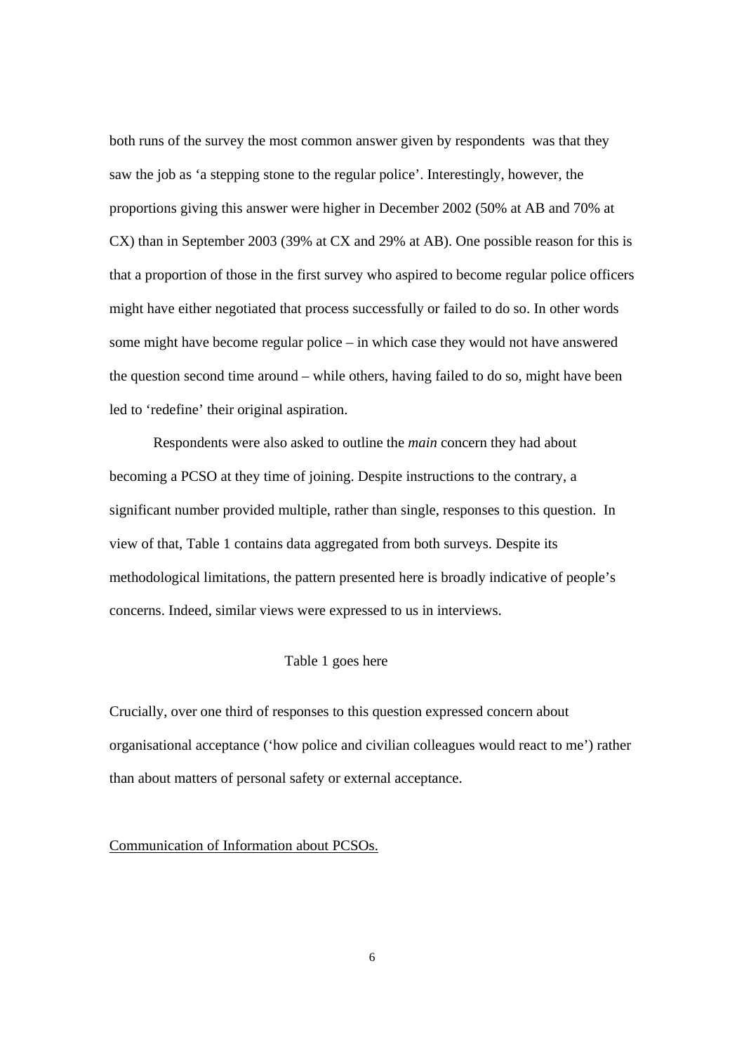both runs of the survey the most common answer given by respondents was that they saw the job as 'a stepping stone to the regular police'. Interestingly, however, the proportions giving this answer were higher in December 2002 (50% at AB and 70% at CX) than in September 2003 (39% at CX and 29% at AB). One possible reason for this is that a proportion of those in the first survey who aspired to become regular police officers might have either negotiated that process successfully or failed to do so. In other words some might have become regular police – in which case they would not have answered the question second time around – while others, having failed to do so, might have been led to 'redefine' their original aspiration.

Respondents were also asked to outline the *main* concern they had about becoming a PCSO at they time of joining. Despite instructions to the contrary, a significant number provided multiple, rather than single, responses to this question. In view of that, Table 1 contains data aggregated from both surveys. Despite its methodological limitations, the pattern presented here is broadly indicative of people's concerns. Indeed, similar views were expressed to us in interviews.

Table 1 goes here

Crucially, over one third of responses to this question expressed concern about organisational acceptance ('how police and civilian colleagues would react to me') rather than about matters of personal safety or external acceptance.

<u>Communication of Information about PCSOs.</u>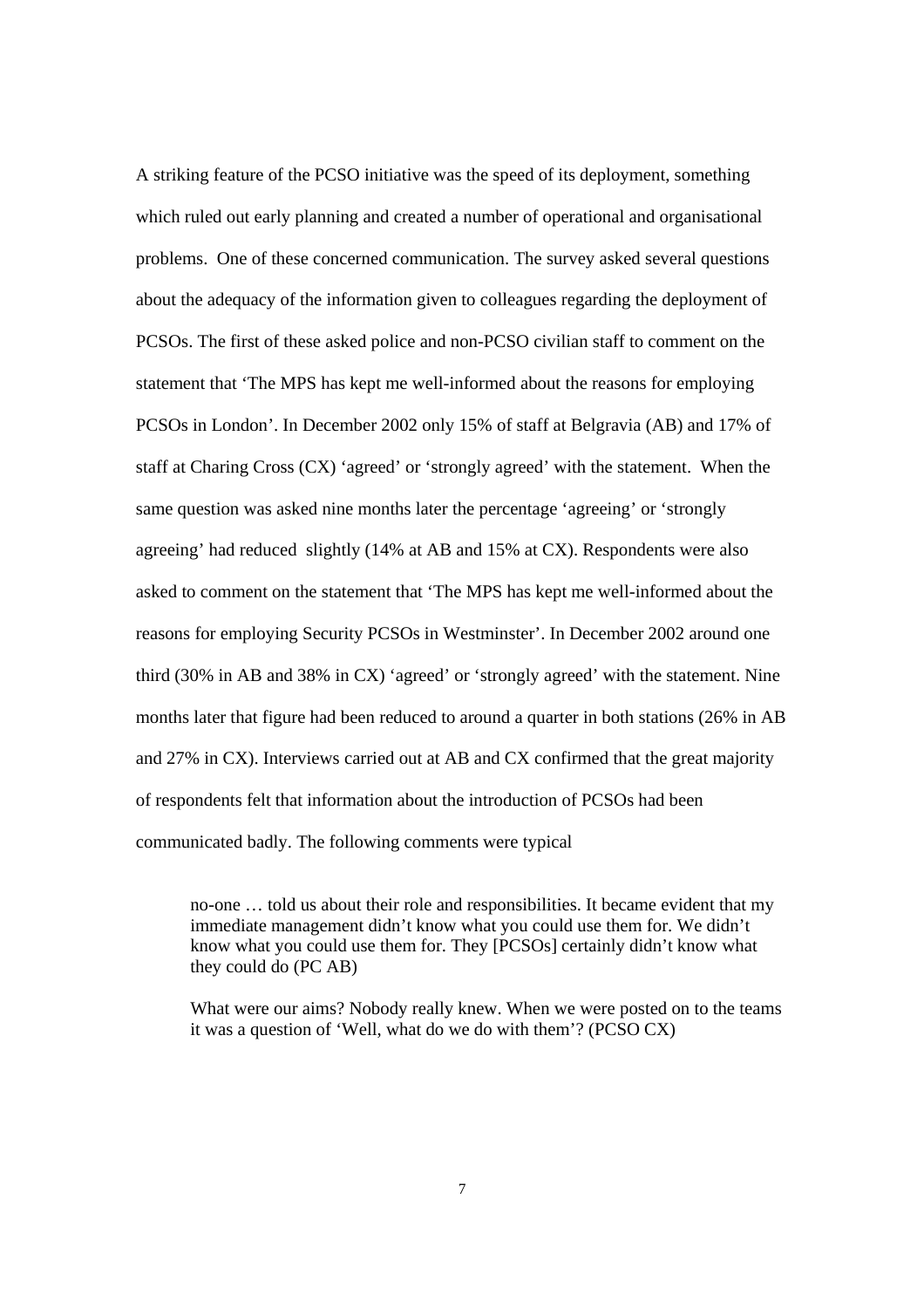A striking feature of the PCSO initiative was the speed of its deployment, something which ruled out early planning and created a number of operational and organisational problems. One of these concerned communication. The survey asked several questions about the adequacy of the information given to colleagues regarding the deployment of PCSOs. The first of these asked police and non-PCSO civilian staff to comment on the statement that 'The MPS has kept me well-informed about the reasons for employing PCSOs in London'. In December 2002 only 15% of staff at Belgravia (AB) and 17% of staff at Charing Cross (CX) 'agreed' or 'strongly agreed' with the statement. When the same question was asked nine months later the percentage 'agreeing' or 'strongly agreeing' had reduced slightly (14% at AB and 15% at CX). Respondents were also asked to comment on the statement that 'The MPS has kept me well-informed about the reasons for employing Security PCSOs in Westminster'. In December 2002 around one third (30% in AB and 38% in CX) 'agreed' or 'strongly agreed' with the statement. Nine months later that figure had been reduced to around a quarter in both stations (26% in AB and 27% in CX). Interviews carried out at AB and CX confirmed that the great majority of respondents felt that information about the introduction of PCSOs had been communicated badly. The following comments were typical

> no-one … told us about their role and responsibilities. It became evident that my immediate management didn't know what you could use them for. We didn't know what you could use them for. They [PCSOs] certainly didn't know what they could do (PC AB)

> What were our aims? Nobody really knew. When we were posted on to the teams it was a question of 'Well, what do we do with them'? (PCSO CX)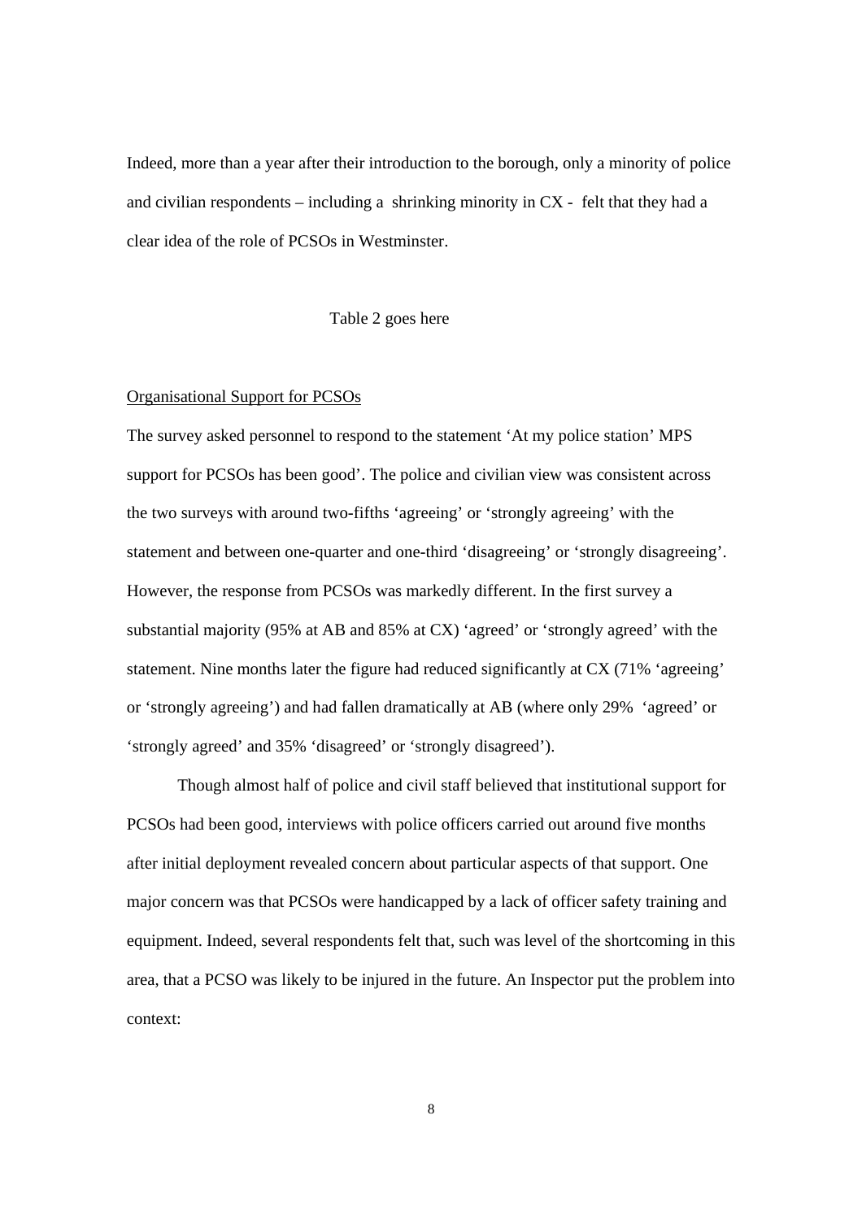Indeed, more than a year after their introduction to the borough, only a minority of police and civilian respondents – including a shrinking minority in CX - felt that they had a clear idea of the role of PCSOs in Westminster.

Table 2 goes here

Organisational Support for PCSOs

The survey asked personnel to respond to the statement 'At my police station' MPS support for PCSOs has been good'. The police and civilian view was consistent across the two surveys with around two-fifths 'agreeing' or 'strongly agreeing' with the statement and between one-quarter and one-third 'disagreeing' or 'strongly disagreeing'. However, the response from PCSOs was markedly different. In the first survey a substantial majority (95% at AB and 85% at CX) 'agreed' or 'strongly agreed' with the statement. Nine months later the figure had reduced significantly at CX (71% 'agreeing' or 'strongly agreeing') and had fallen dramatically at AB (where only 29% 'agreed' or 'strongly agreed' and 35% 'disagreed' or 'strongly disagreed').

Though almost half of police and civil staff believed that institutional support for PCSOs had been good, interviews with police officers carried out around five months after initial deployment revealed concern about particular aspects of that support. One major concern was that PCSOs were handicapped by a lack of officer safety training and equipment. Indeed, several respondents felt that, such was level of the shortcoming in this area, that a PCSO was likely to be injured in the future. An Inspector put the problem into context: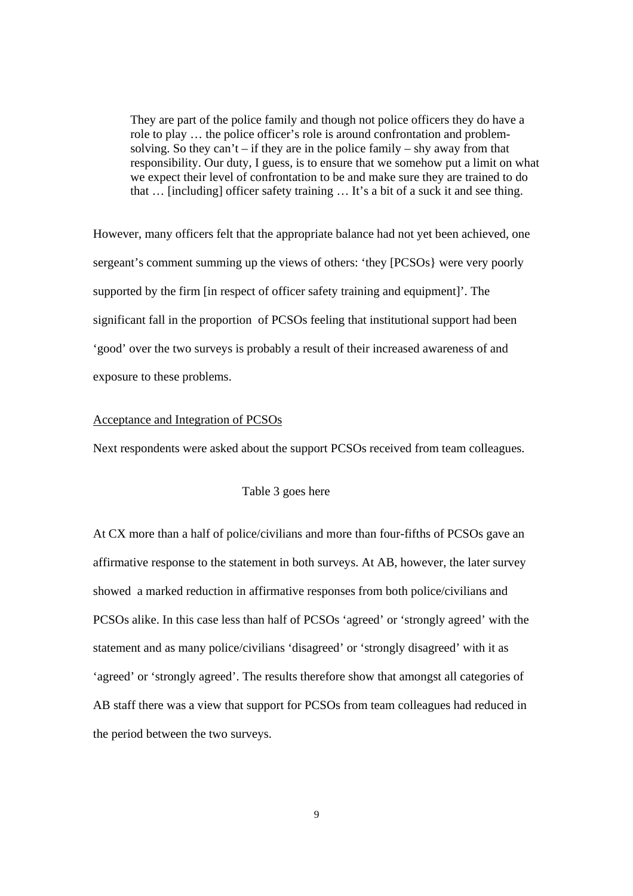> They are part of the police family and though not police officers they do have a role to play … the police officer's role is around confrontation and problem-solving. So they can't – if they are in the police family – shy away from that responsibility. Our duty, I guess, is to ensure that we somehow put a limit on what we expect their level of confrontation to be and make sure they are trained to do that … [including] officer safety training … It's a bit of a suck it and see thing.

However, many officers felt that the appropriate balance had not yet been achieved, one sergeant's comment summing up the views of others: 'they [PCSOs} were very poorly supported by the firm [in respect of officer safety training and equipment]'. The significant fall in the proportion of PCSOs feeling that institutional support had been 'good' over the two surveys is probably a result of their increased awareness of and exposure to these problems.

Acceptance and Integration of PCSOs

Next respondents were asked about the support PCSOs received from team colleagues.

Table 3 goes here

At CX more than a half of police/civilians and more than four-fifths of PCSOs gave an affirmative response to the statement in both surveys. At AB, however, the later survey showed a marked reduction in affirmative responses from both police/civilians and PCSOs alike. In this case less than half of PCSOs 'agreed' or 'strongly agreed' with the statement and as many police/civilians 'disagreed' or 'strongly disagreed' with it as 'agreed' or 'strongly agreed'. The results therefore show that amongst all categories of AB staff there was a view that support for PCSOs from team colleagues had reduced in the period between the two surveys.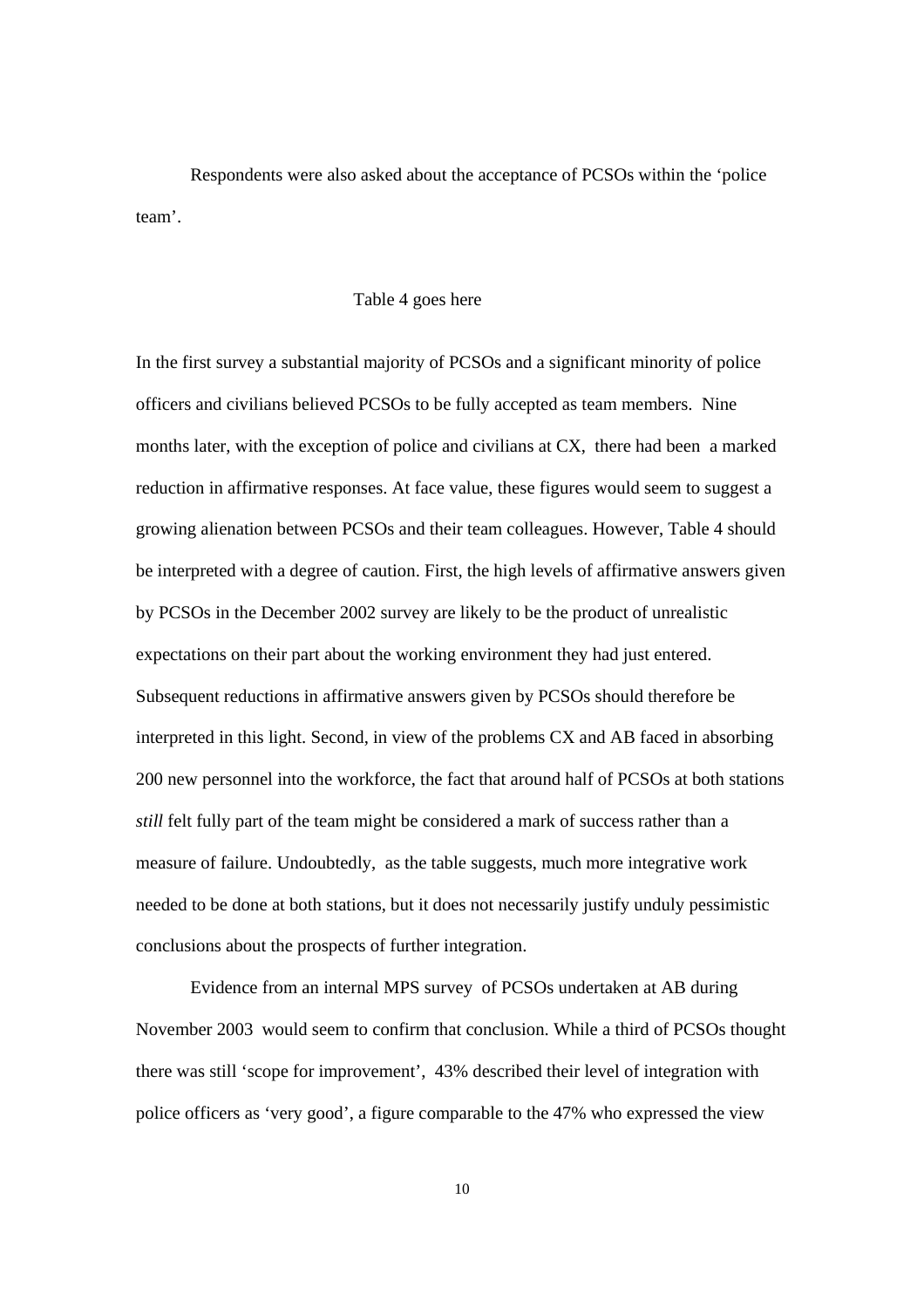Respondents were also asked about the acceptance of PCSOs within the 'police team'.

Table 4 goes here

In the first survey a substantial majority of PCSOs and a significant minority of police officers and civilians believed PCSOs to be fully accepted as team members. Nine months later, with the exception of police and civilians at CX, there had been a marked reduction in affirmative responses. At face value, these figures would seem to suggest a growing alienation between PCSOs and their team colleagues. However, Table 4 should be interpreted with a degree of caution. First, the high levels of affirmative answers given by PCSOs in the December 2002 survey are likely to be the product of unrealistic expectations on their part about the working environment they had just entered. Subsequent reductions in affirmative answers given by PCSOs should therefore be interpreted in this light. Second, in view of the problems CX and AB faced in absorbing 200 new personnel into the workforce, the fact that around half of PCSOs at both stations *still* felt fully part of the team might be considered a mark of success rather than a measure of failure. Undoubtedly, as the table suggests, much more integrative work needed to be done at both stations, but it does not necessarily justify unduly pessimistic conclusions about the prospects of further integration.

Evidence from an internal MPS survey of PCSOs undertaken at AB during November 2003 would seem to confirm that conclusion. While a third of PCSOs thought there was still 'scope for improvement', 43% described their level of integration with police officers as 'very good', a figure comparable to the 47% who expressed the view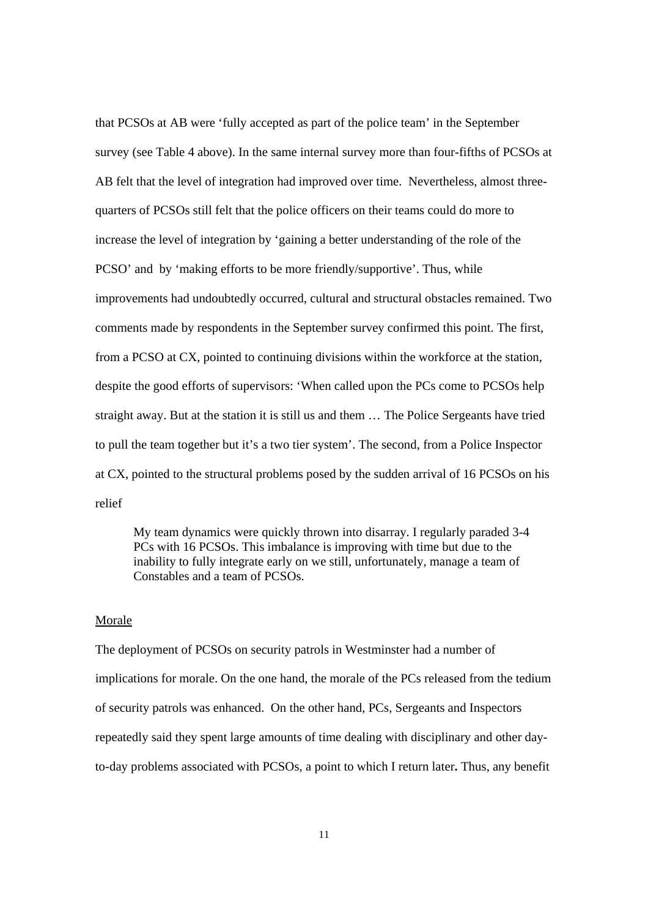that PCSOs at AB were 'fully accepted as part of the police team' in the September survey (see Table 4 above). In the same internal survey more than four-fifths of PCSOs at AB felt that the level of integration had improved over time. Nevertheless, almost three-quarters of PCSOs still felt that the police officers on their teams could do more to increase the level of integration by 'gaining a better understanding of the role of the PCSO' and by 'making efforts to be more friendly/supportive'. Thus, while improvements had undoubtedly occurred, cultural and structural obstacles remained. Two comments made by respondents in the September survey confirmed this point. The first, from a PCSO at CX, pointed to continuing divisions within the workforce at the station, despite the good efforts of supervisors: 'When called upon the PCs come to PCSOs help straight away. But at the station it is still us and them … The Police Sergeants have tried to pull the team together but it's a two tier system'. The second, from a Police Inspector at CX, pointed to the structural problems posed by the sudden arrival of 16 PCSOs on his relief

> My team dynamics were quickly thrown into disarray. I regularly paraded 3-4 PCs with 16 PCSOs. This imbalance is improving with time but due to the inability to fully integrate early on we still, unfortunately, manage a team of Constables and a team of PCSOs.

Morale

The deployment of PCSOs on security patrols in Westminster had a number of implications for morale. On the one hand, the morale of the PCs released from the tedium of security patrols was enhanced. On the other hand, PCs, Sergeants and Inspectors repeatedly said they spent large amounts of time dealing with disciplinary and other day-to-day problems associated with PCSOs, a point to which I return later. Thus, any benefit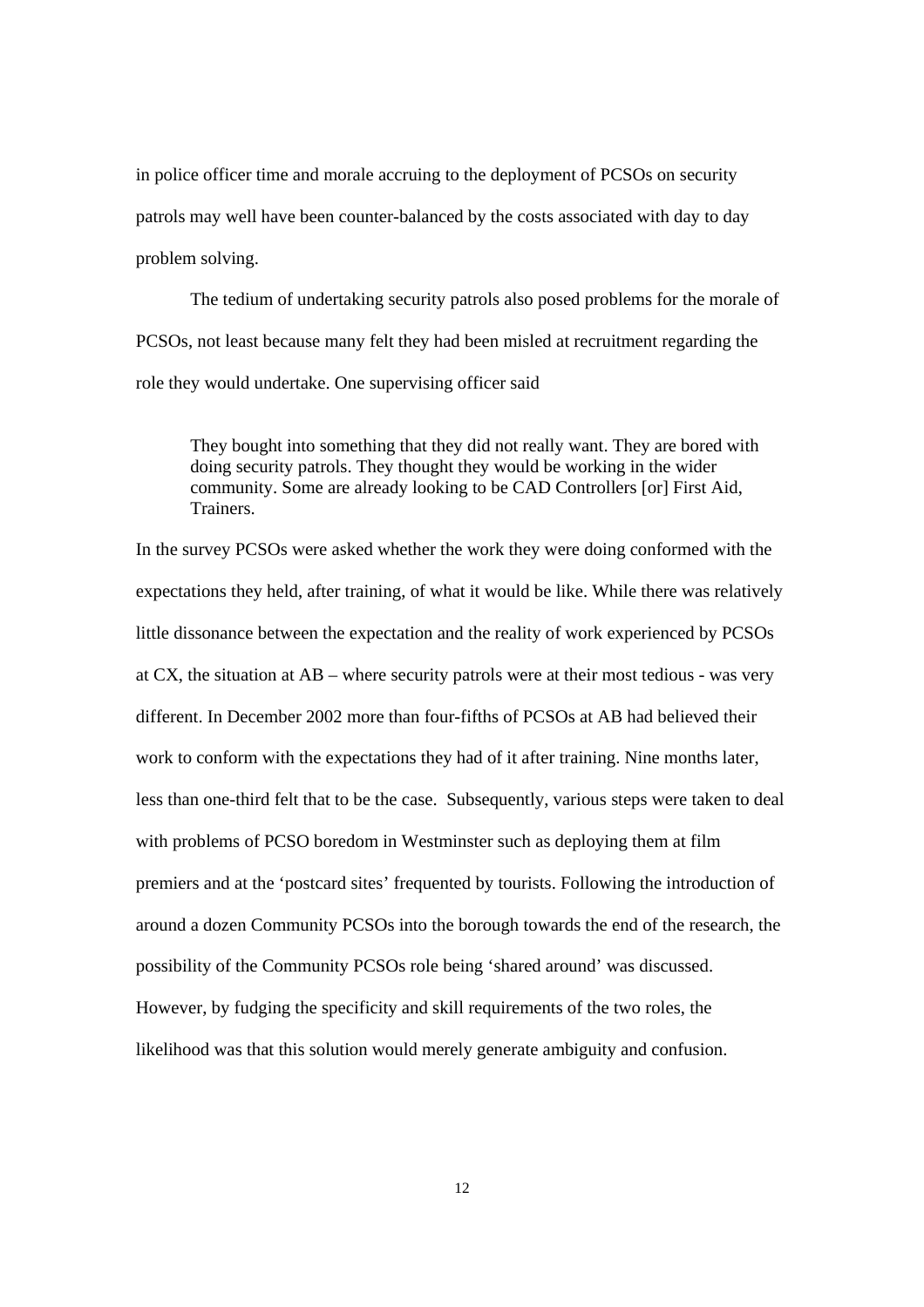in police officer time and morale accruing to the deployment of PCSOs on security patrols may well have been counter-balanced by the costs associated with day to day problem solving.

The tedium of undertaking security patrols also posed problems for the morale of PCSOs, not least because many felt they had been misled at recruitment regarding the role they would undertake. One supervising officer said

> They bought into something that they did not really want. They are bored with doing security patrols. They thought they would be working in the wider community. Some are already looking to be CAD Controllers [or] First Aid, Trainers.

In the survey PCSOs were asked whether the work they were doing conformed with the expectations they held, after training, of what it would be like. While there was relatively little dissonance between the expectation and the reality of work experienced by PCSOs at CX, the situation at AB – where security patrols were at their most tedious - was very different. In December 2002 more than four-fifths of PCSOs at AB had believed their work to conform with the expectations they had of it after training. Nine months later, less than one-third felt that to be the case. Subsequently, various steps were taken to deal with problems of PCSO boredom in Westminster such as deploying them at film premiers and at the 'postcard sites' frequented by tourists. Following the introduction of around a dozen Community PCSOs into the borough towards the end of the research, the possibility of the Community PCSOs role being 'shared around' was discussed. However, by fudging the specificity and skill requirements of the two roles, the likelihood was that this solution would merely generate ambiguity and confusion.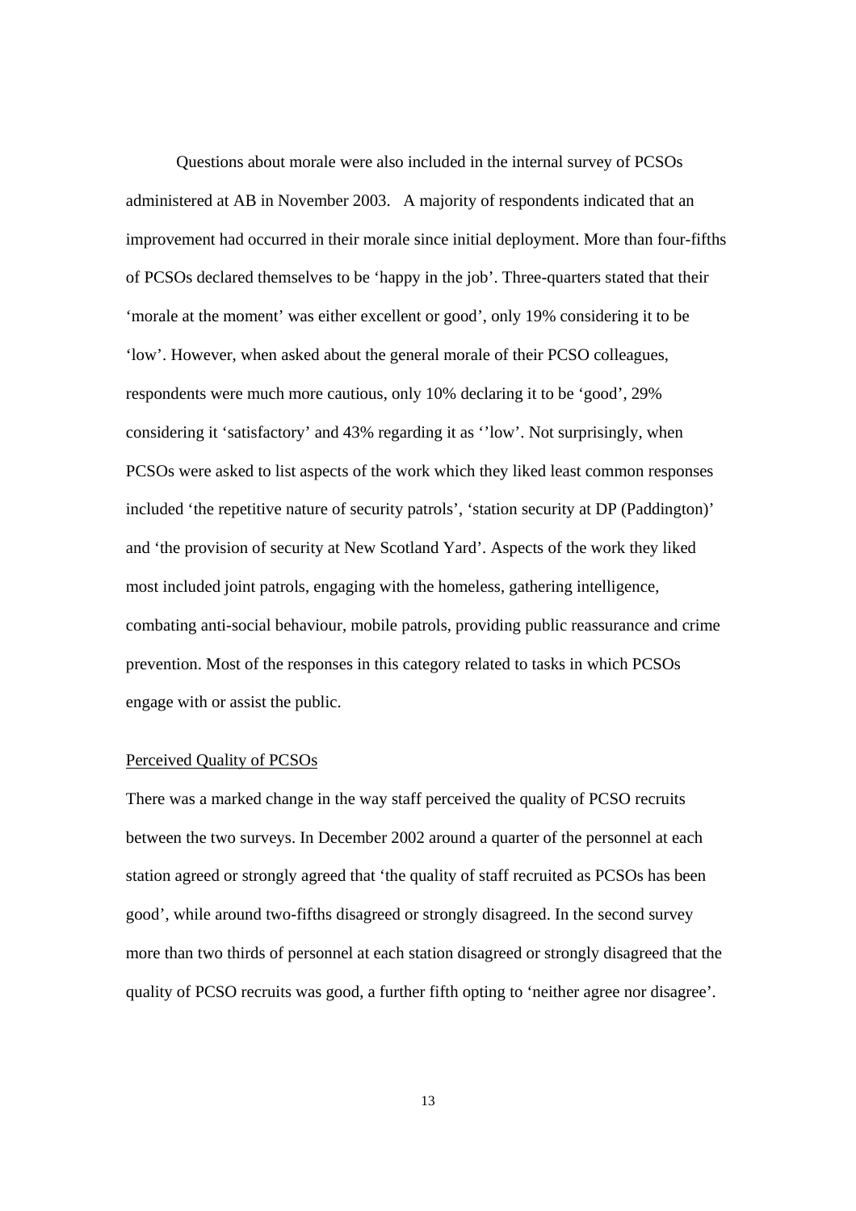Questions about morale were also included in the internal survey of PCSOs administered at AB in November 2003. A majority of respondents indicated that an improvement had occurred in their morale since initial deployment. More than four-fifths of PCSOs declared themselves to be 'happy in the job'. Three-quarters stated that their 'morale at the moment' was either excellent or good', only 19% considering it to be 'low'. However, when asked about the general morale of their PCSO colleagues, respondents were much more cautious, only 10% declaring it to be 'good', 29% considering it 'satisfactory' and 43% regarding it as ''low'. Not surprisingly, when PCSOs were asked to list aspects of the work which they liked least common responses included 'the repetitive nature of security patrols', 'station security at DP (Paddington)' and 'the provision of security at New Scotland Yard'. Aspects of the work they liked most included joint patrols, engaging with the homeless, gathering intelligence, combating anti-social behaviour, mobile patrols, providing public reassurance and crime prevention. Most of the responses in this category related to tasks in which PCSOs engage with or assist the public.

## Perceived Quality of PCSOs

There was a marked change in the way staff perceived the quality of PCSO recruits between the two surveys. In December 2002 around a quarter of the personnel at each station agreed or strongly agreed that 'the quality of staff recruited as PCSOs has been good', while around two-fifths disagreed or strongly disagreed. In the second survey more than two thirds of personnel at each station disagreed or strongly disagreed that the quality of PCSO recruits was good, a further fifth opting to 'neither agree nor disagree'.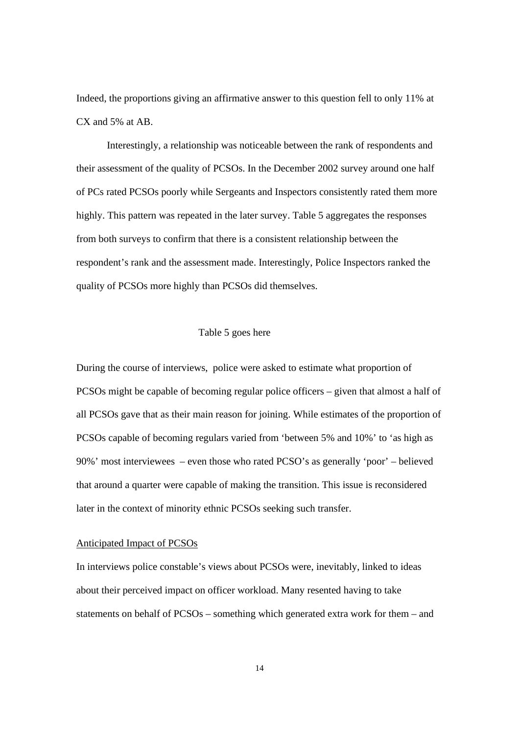Indeed, the proportions giving an affirmative answer to this question fell to only 11% at CX and 5% at AB.

Interestingly, a relationship was noticeable between the rank of respondents and their assessment of the quality of PCSOs. In the December 2002 survey around one half of PCs rated PCSOs poorly while Sergeants and Inspectors consistently rated them more highly. This pattern was repeated in the later survey. Table 5 aggregates the responses from both surveys to confirm that there is a consistent relationship between the respondent's rank and the assessment made. Interestingly, Police Inspectors ranked the quality of PCSOs more highly than PCSOs did themselves.

Table 5 goes here

During the course of interviews, police were asked to estimate what proportion of PCSOs might be capable of becoming regular police officers – given that almost a half of all PCSOs gave that as their main reason for joining. While estimates of the proportion of PCSOs capable of becoming regulars varied from 'between 5% and 10%' to 'as high as 90%' most interviewees – even those who rated PCSO's as generally 'poor' – believed that around a quarter were capable of making the transition. This issue is reconsidered later in the context of minority ethnic PCSOs seeking such transfer.

Anticipated Impact of PCSOs

In interviews police constable's views about PCSOs were, inevitably, linked to ideas about their perceived impact on officer workload. Many resented having to take statements on behalf of PCSOs – something which generated extra work for them – and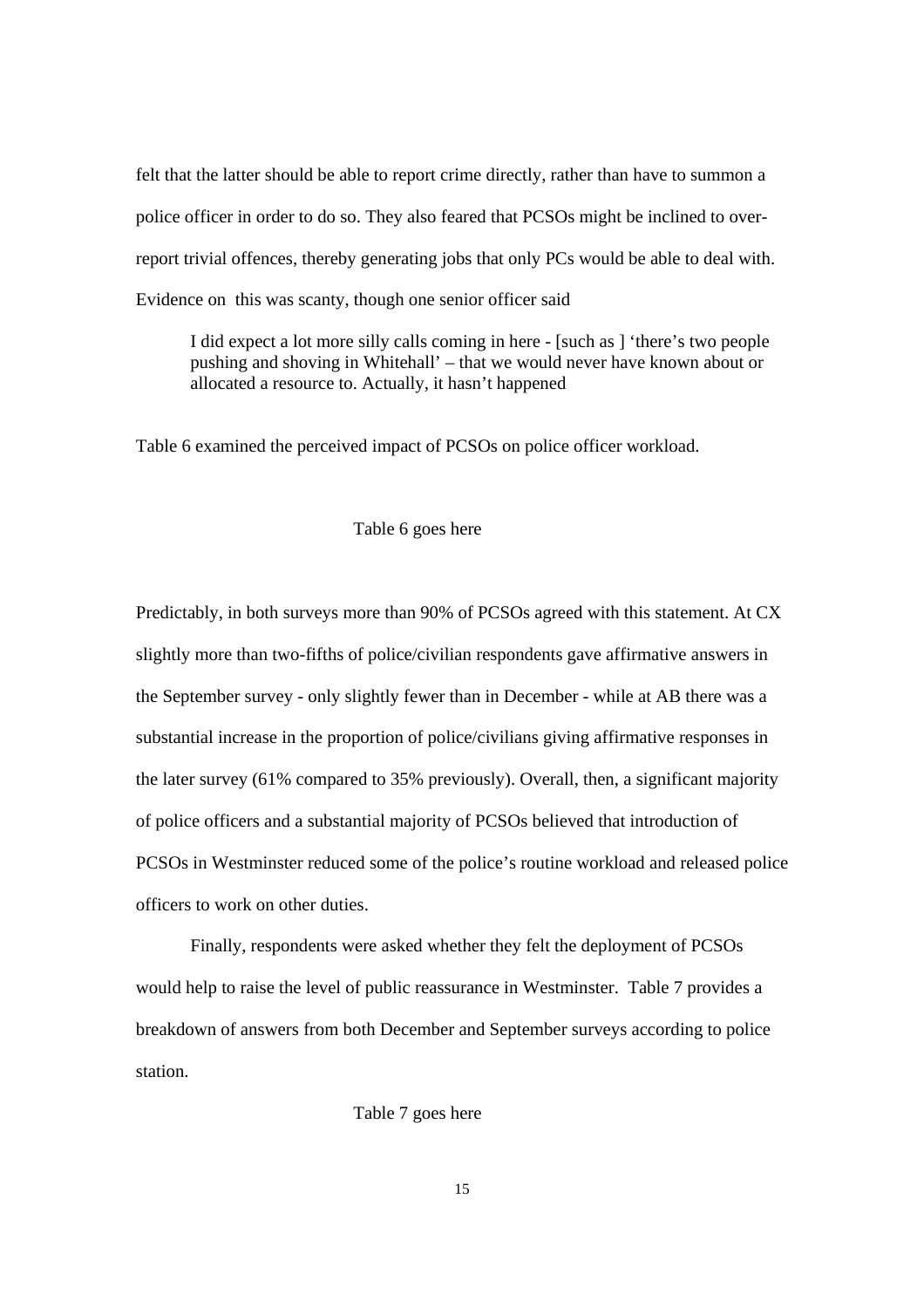felt that the latter should be able to report crime directly, rather than have to summon a police officer in order to do so. They also feared that PCSOs might be inclined to over-report trivial offences, thereby generating jobs that only PCs would be able to deal with. Evidence on this was scanty, though one senior officer said

> I did expect a lot more silly calls coming in here - [such as ] 'there's two people pushing and shoving in Whitehall' – that we would never have known about or allocated a resource to. Actually, it hasn't happened

Table 6 examined the perceived impact of PCSOs on police officer workload.

Table 6 goes here

Predictably, in both surveys more than 90% of PCSOs agreed with this statement. At CX slightly more than two-fifths of police/civilian respondents gave affirmative answers in the September survey - only slightly fewer than in December - while at AB there was a substantial increase in the proportion of police/civilians giving affirmative responses in the later survey (61% compared to 35% previously). Overall, then, a significant majority of police officers and a substantial majority of PCSOs believed that introduction of PCSOs in Westminster reduced some of the police's routine workload and released police officers to work on other duties.

Finally, respondents were asked whether they felt the deployment of PCSOs would help to raise the level of public reassurance in Westminster. Table 7 provides a breakdown of answers from both December and September surveys according to police station.

Table 7 goes here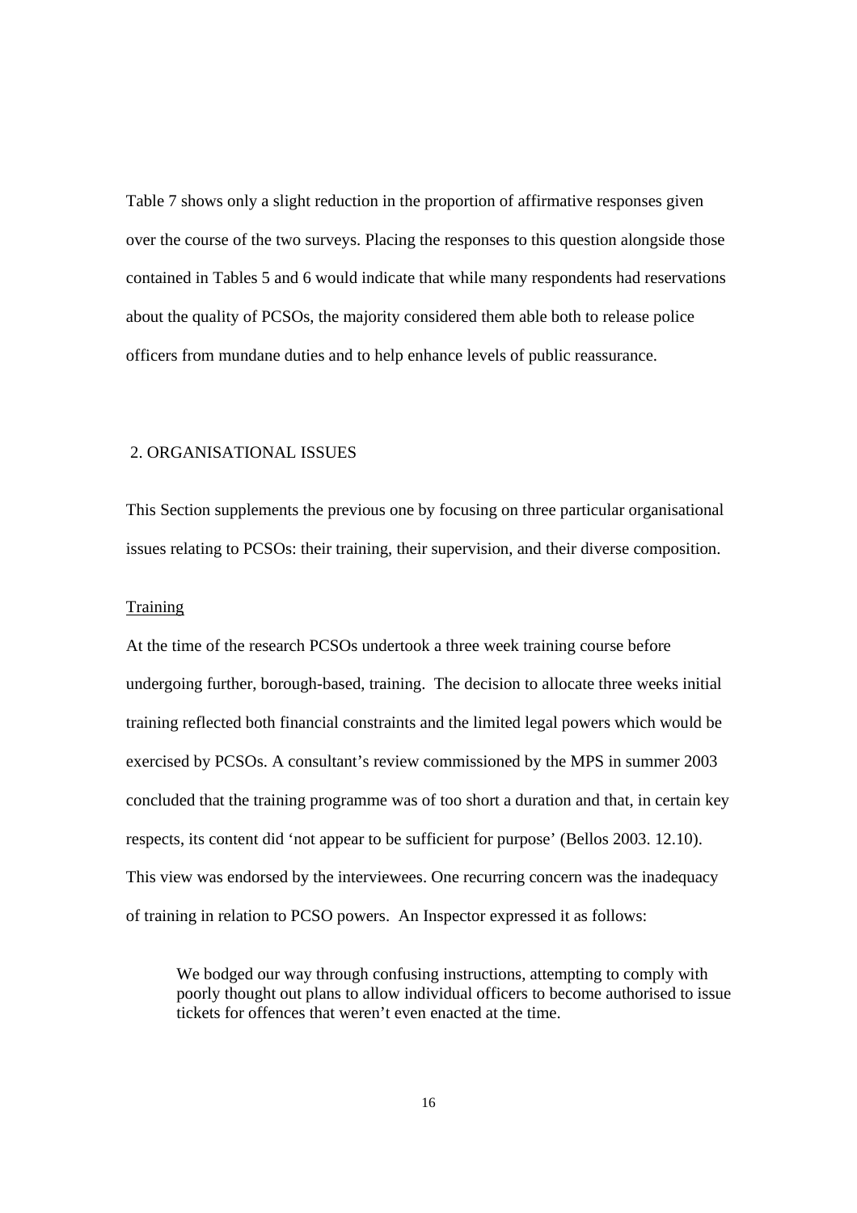Table 7 shows only a slight reduction in the proportion of affirmative responses given over the course of the two surveys. Placing the responses to this question alongside those contained in Tables 5 and 6 would indicate that while many respondents had reservations about the quality of PCSOs, the majority considered them able both to release police officers from mundane duties and to help enhance levels of public reassurance.

## 2. ORGANISATIONAL ISSUES

This Section supplements the previous one by focusing on three particular organisational issues relating to PCSOs: their training, their supervision, and their diverse composition.

### Training

At the time of the research PCSOs undertook a three week training course before undergoing further, borough-based, training. The decision to allocate three weeks initial training reflected both financial constraints and the limited legal powers which would be exercised by PCSOs. A consultant's review commissioned by the MPS in summer 2003 concluded that the training programme was of too short a duration and that, in certain key respects, its content did 'not appear to be sufficient for purpose' (Bellos 2003. 12.10). This view was endorsed by the interviewees. One recurring concern was the inadequacy of training in relation to PCSO powers. An Inspector expressed it as follows:

> We bodged our way through confusing instructions, attempting to comply with poorly thought out plans to allow individual officers to become authorised to issue tickets for offences that weren't even enacted at the time.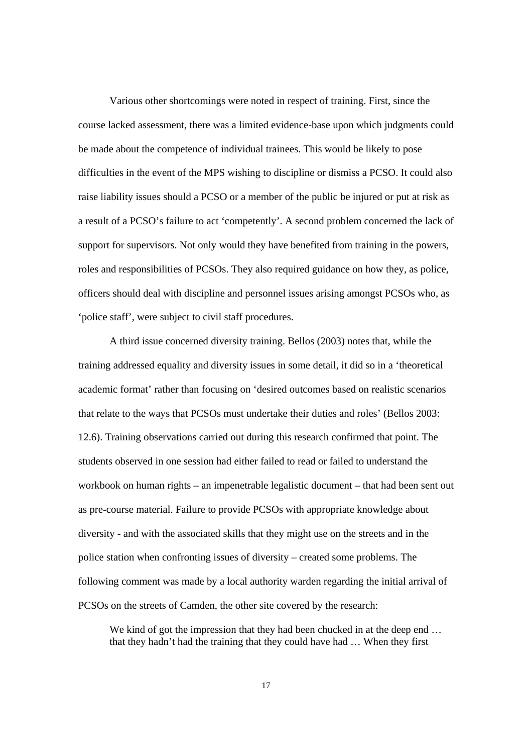Various other shortcomings were noted in respect of training. First, since the course lacked assessment, there was a limited evidence-base upon which judgments could be made about the competence of individual trainees. This would be likely to pose difficulties in the event of the MPS wishing to discipline or dismiss a PCSO. It could also raise liability issues should a PCSO or a member of the public be injured or put at risk as a result of a PCSO's failure to act 'competently'. A second problem concerned the lack of support for supervisors. Not only would they have benefited from training in the powers, roles and responsibilities of PCSOs. They also required guidance on how they, as police, officers should deal with discipline and personnel issues arising amongst PCSOs who, as 'police staff', were subject to civil staff procedures.

A third issue concerned diversity training. Bellos (2003) notes that, while the training addressed equality and diversity issues in some detail, it did so in a 'theoretical academic format' rather than focusing on 'desired outcomes based on realistic scenarios that relate to the ways that PCSOs must undertake their duties and roles' (Bellos 2003: 12.6). Training observations carried out during this research confirmed that point. The students observed in one session had either failed to read or failed to understand the workbook on human rights – an impenetrable legalistic document – that had been sent out as pre-course material. Failure to provide PCSOs with appropriate knowledge about diversity - and with the associated skills that they might use on the streets and in the police station when confronting issues of diversity – created some problems. The following comment was made by a local authority warden regarding the initial arrival of PCSOs on the streets of Camden, the other site covered by the research:

> We kind of got the impression that they had been chucked in at the deep end … that they hadn't had the training that they could have had … When they first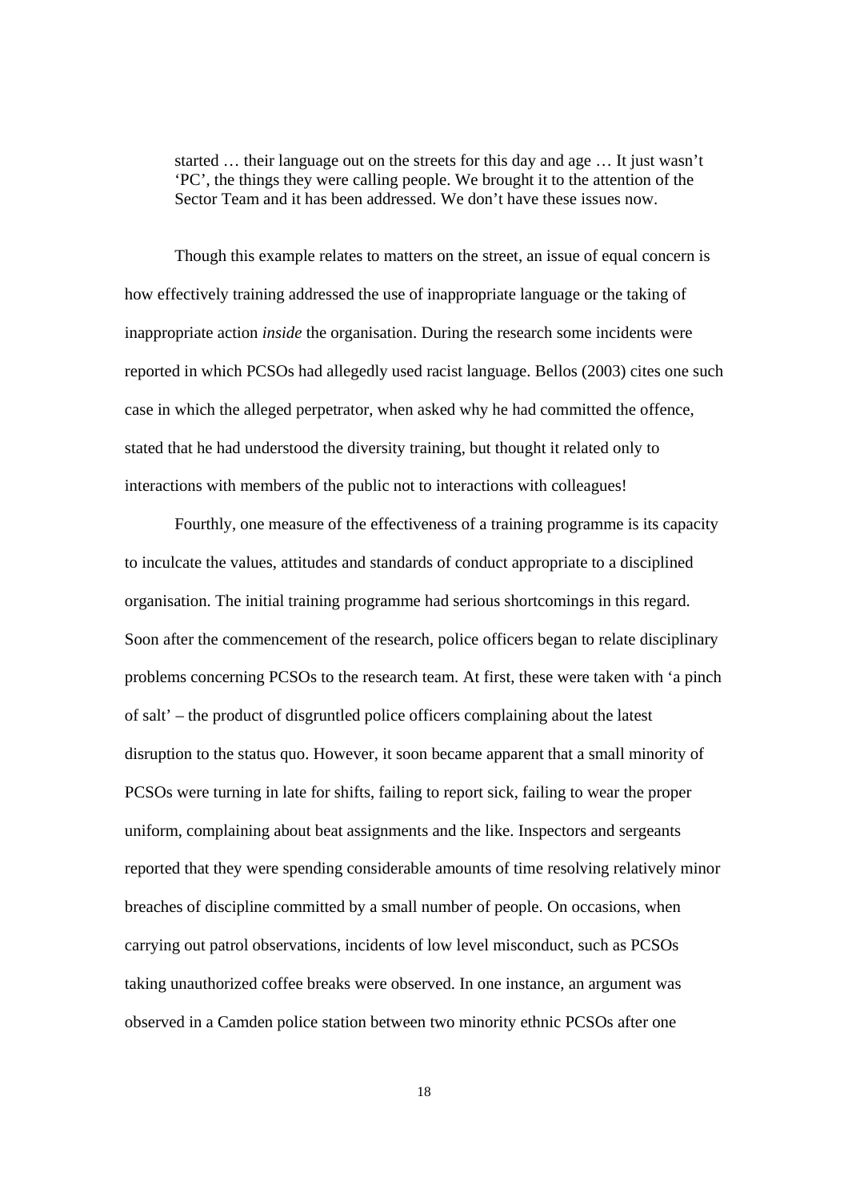> started … their language out on the streets for this day and age … It just wasn't 'PC', the things they were calling people. We brought it to the attention of the Sector Team and it has been addressed. We don't have these issues now.

Though this example relates to matters on the street, an issue of equal concern is how effectively training addressed the use of inappropriate language or the taking of inappropriate action *inside* the organisation. During the research some incidents were reported in which PCSOs had allegedly used racist language. Bellos (2003) cites one such case in which the alleged perpetrator, when asked why he had committed the offence, stated that he had understood the diversity training, but thought it related only to interactions with members of the public not to interactions with colleagues!

Fourthly, one measure of the effectiveness of a training programme is its capacity to inculcate the values, attitudes and standards of conduct appropriate to a disciplined organisation. The initial training programme had serious shortcomings in this regard. Soon after the commencement of the research, police officers began to relate disciplinary problems concerning PCSOs to the research team. At first, these were taken with 'a pinch of salt' – the product of disgruntled police officers complaining about the latest disruption to the status quo. However, it soon became apparent that a small minority of PCSOs were turning in late for shifts, failing to report sick, failing to wear the proper uniform, complaining about beat assignments and the like. Inspectors and sergeants reported that they were spending considerable amounts of time resolving relatively minor breaches of discipline committed by a small number of people. On occasions, when carrying out patrol observations, incidents of low level misconduct, such as PCSOs taking unauthorized coffee breaks were observed. In one instance, an argument was observed in a Camden police station between two minority ethnic PCSOs after one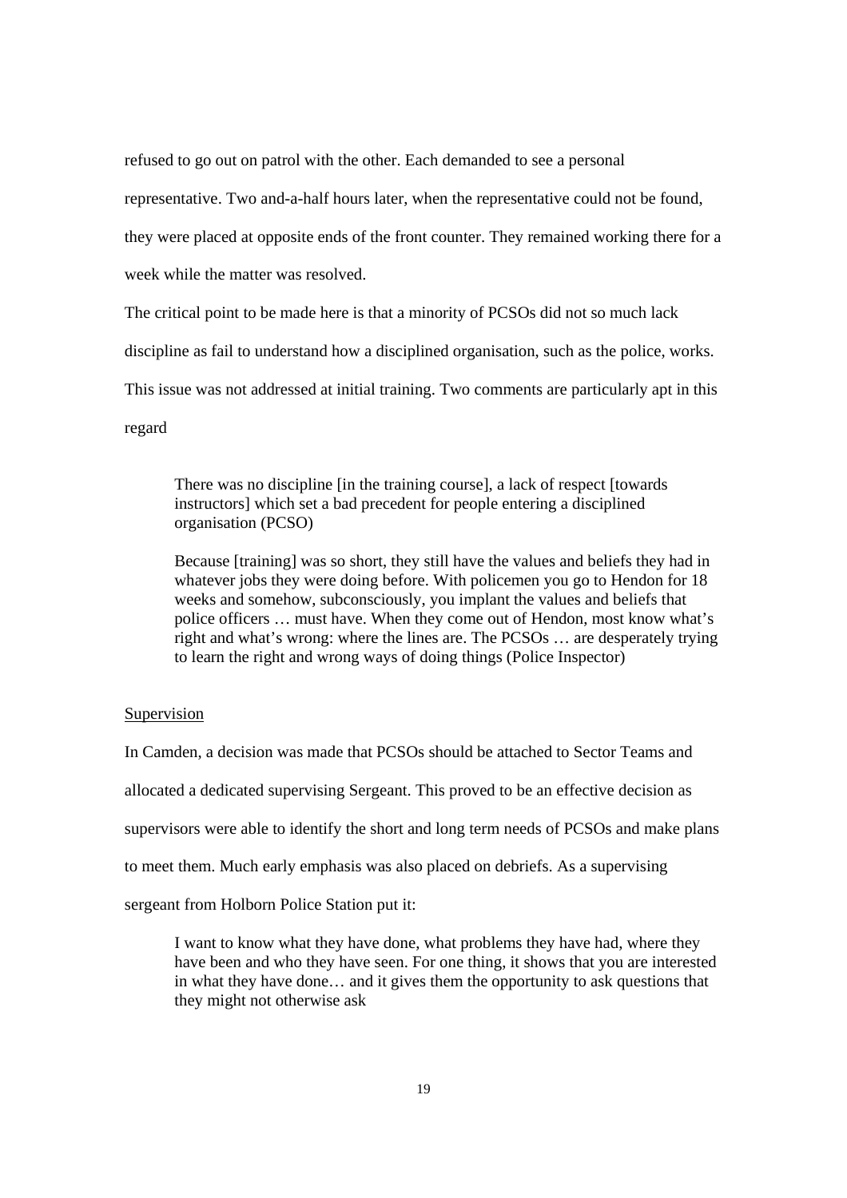refused to go out on patrol with the other. Each demanded to see a personal representative. Two and-a-half hours later, when the representative could not be found, they were placed at opposite ends of the front counter. They remained working there for a week while the matter was resolved.

The critical point to be made here is that a minority of PCSOs did not so much lack discipline as fail to understand how a disciplined organisation, such as the police, works. This issue was not addressed at initial training. Two comments are particularly apt in this regard

> There was no discipline [in the training course], a lack of respect [towards instructors] which set a bad precedent for people entering a disciplined organisation (PCSO)

> Because [training] was so short, they still have the values and beliefs they had in whatever jobs they were doing before. With policemen you go to Hendon for 18 weeks and somehow, subconsciously, you implant the values and beliefs that police officers … must have. When they come out of Hendon, most know what's right and what's wrong: where the lines are. The PCSOs … are desperately trying to learn the right and wrong ways of doing things (Police Inspector)

<u>Supervision</u>

In Camden, a decision was made that PCSOs should be attached to Sector Teams and allocated a dedicated supervising Sergeant. This proved to be an effective decision as supervisors were able to identify the short and long term needs of PCSOs and make plans to meet them. Much early emphasis was also placed on debriefs. As a supervising sergeant from Holborn Police Station put it:

> I want to know what they have done, what problems they have had, where they have been and who they have seen. For one thing, it shows that you are interested in what they have done… and it gives them the opportunity to ask questions that they might not otherwise ask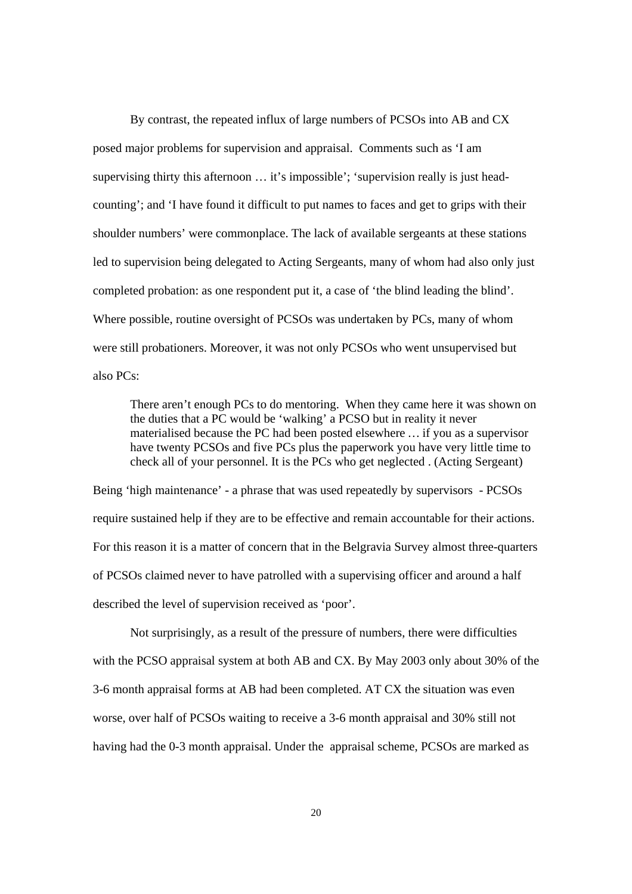By contrast, the repeated influx of large numbers of PCSOs into AB and CX posed major problems for supervision and appraisal. Comments such as 'I am supervising thirty this afternoon … it's impossible'; 'supervision really is just head-counting'; and 'I have found it difficult to put names to faces and get to grips with their shoulder numbers' were commonplace. The lack of available sergeants at these stations led to supervision being delegated to Acting Sergeants, many of whom had also only just completed probation: as one respondent put it, a case of 'the blind leading the blind'. Where possible, routine oversight of PCSOs was undertaken by PCs, many of whom were still probationers. Moreover, it was not only PCSOs who went unsupervised but also PCs:

> There aren't enough PCs to do mentoring. When they came here it was shown on the duties that a PC would be 'walking' a PCSO but in reality it never materialised because the PC had been posted elsewhere … if you as a supervisor have twenty PCSOs and five PCs plus the paperwork you have very little time to check all of your personnel. It is the PCs who get neglected . (Acting Sergeant)

Being 'high maintenance' - a phrase that was used repeatedly by supervisors - PCSOs require sustained help if they are to be effective and remain accountable for their actions. For this reason it is a matter of concern that in the Belgravia Survey almost three-quarters of PCSOs claimed never to have patrolled with a supervising officer and around a half described the level of supervision received as 'poor'.

Not surprisingly, as a result of the pressure of numbers, there were difficulties with the PCSO appraisal system at both AB and CX. By May 2003 only about 30% of the 3-6 month appraisal forms at AB had been completed. AT CX the situation was even worse, over half of PCSOs waiting to receive a 3-6 month appraisal and 30% still not having had the 0-3 month appraisal. Under the appraisal scheme, PCSOs are marked as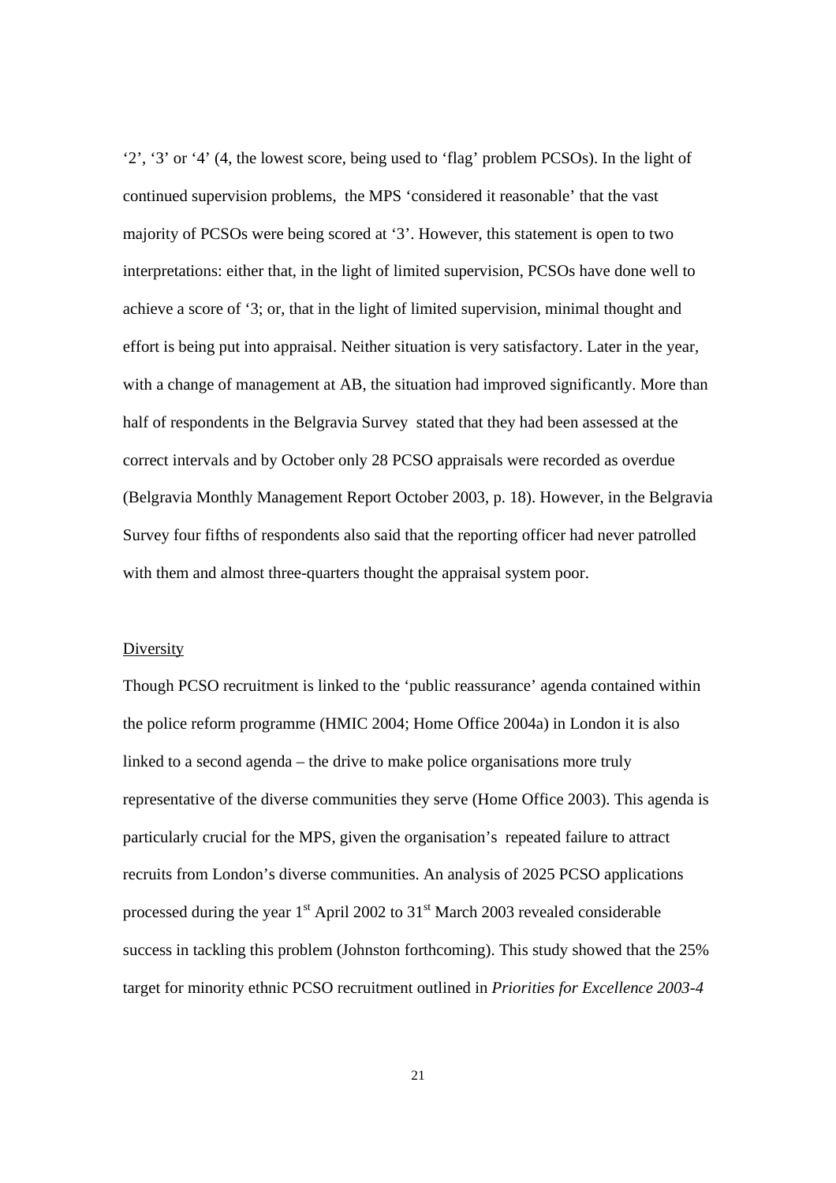'2', '3' or '4' (4, the lowest score, being used to 'flag' problem PCSOs). In the light of continued supervision problems, the MPS 'considered it reasonable' that the vast majority of PCSOs were being scored at '3'. However, this statement is open to two interpretations: either that, in the light of limited supervision, PCSOs have done well to achieve a score of '3; or, that in the light of limited supervision, minimal thought and effort is being put into appraisal. Neither situation is very satisfactory. Later in the year, with a change of management at AB, the situation had improved significantly. More than half of respondents in the Belgravia Survey stated that they had been assessed at the correct intervals and by October only 28 PCSO appraisals were recorded as overdue (Belgravia Monthly Management Report October 2003, p. 18). However, in the Belgravia Survey four fifths of respondents also said that the reporting officer had never patrolled with them and almost three-quarters thought the appraisal system poor.

Diversity

Though PCSO recruitment is linked to the 'public reassurance' agenda contained within the police reform programme (HMIC 2004; Home Office 2004a) in London it is also linked to a second agenda – the drive to make police organisations more truly representative of the diverse communities they serve (Home Office 2003). This agenda is particularly crucial for the MPS, given the organisation's repeated failure to attract recruits from London's diverse communities. An analysis of 2025 PCSO applications processed during the year 1st April 2002 to 31st March 2003 revealed considerable success in tackling this problem (Johnston forthcoming). This study showed that the 25% target for minority ethnic PCSO recruitment outlined in *Priorities for Excellence 2003-4*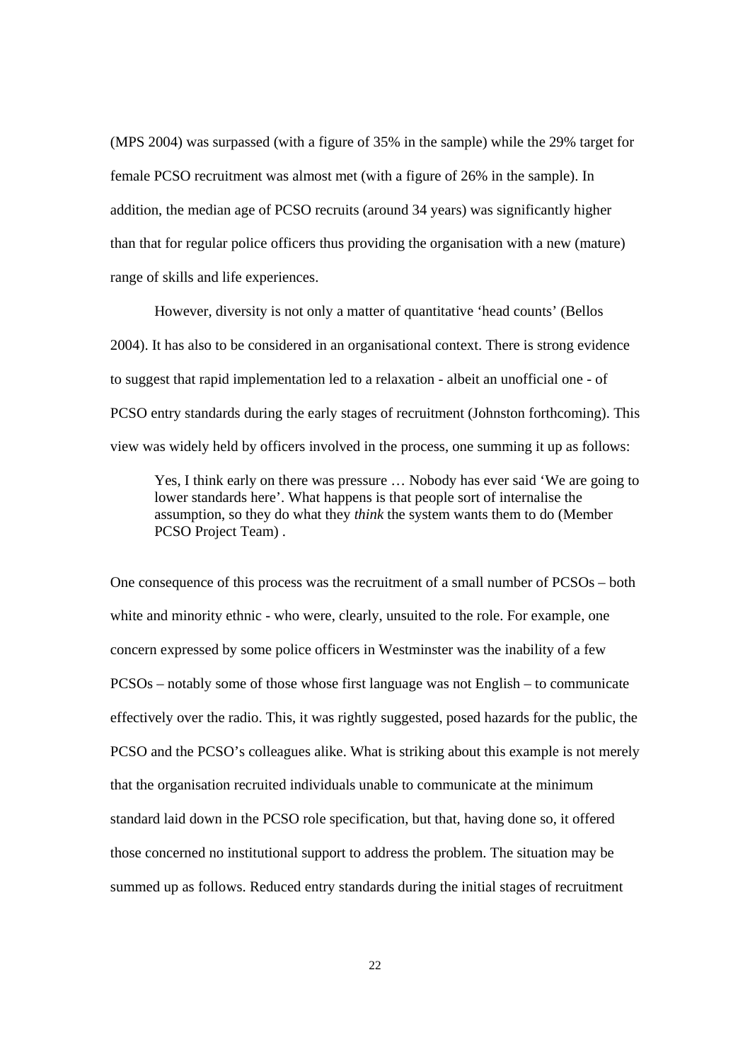(MPS 2004) was surpassed (with a figure of 35% in the sample) while the 29% target for female PCSO recruitment was almost met (with a figure of 26% in the sample). In addition, the median age of PCSO recruits (around 34 years) was significantly higher than that for regular police officers thus providing the organisation with a new (mature) range of skills and life experiences.

However, diversity is not only a matter of quantitative 'head counts' (Bellos 2004). It has also to be considered in an organisational context. There is strong evidence to suggest that rapid implementation led to a relaxation - albeit an unofficial one - of PCSO entry standards during the early stages of recruitment (Johnston forthcoming). This view was widely held by officers involved in the process, one summing it up as follows:

> Yes, I think early on there was pressure … Nobody has ever said 'We are going to lower standards here'. What happens is that people sort of internalise the assumption, so they do what they *think* the system wants them to do (Member PCSO Project Team) .

One consequence of this process was the recruitment of a small number of PCSOs – both white and minority ethnic - who were, clearly, unsuited to the role. For example, one concern expressed by some police officers in Westminster was the inability of a few PCSOs – notably some of those whose first language was not English – to communicate effectively over the radio. This, it was rightly suggested, posed hazards for the public, the PCSO and the PCSO's colleagues alike. What is striking about this example is not merely that the organisation recruited individuals unable to communicate at the minimum standard laid down in the PCSO role specification, but that, having done so, it offered those concerned no institutional support to address the problem. The situation may be summed up as follows. Reduced entry standards during the initial stages of recruitment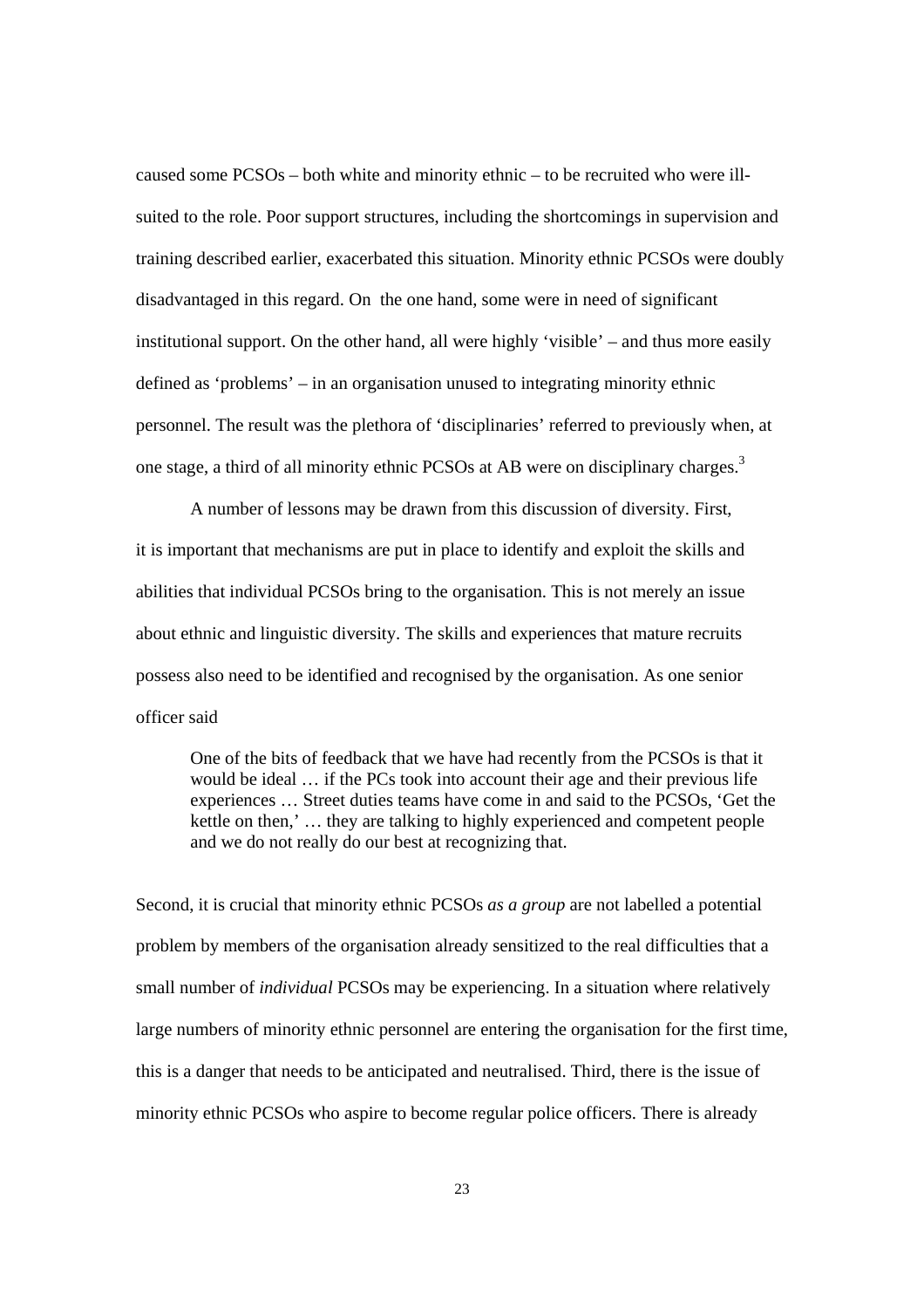caused some PCSOs – both white and minority ethnic – to be recruited who were ill-suited to the role. Poor support structures, including the shortcomings in supervision and training described earlier, exacerbated this situation. Minority ethnic PCSOs were doubly disadvantaged in this regard. On the one hand, some were in need of significant institutional support. On the other hand, all were highly 'visible' – and thus more easily defined as 'problems' – in an organisation unused to integrating minority ethnic personnel. The result was the plethora of 'disciplinaries' referred to previously when, at one stage, a third of all minority ethnic PCSOs at AB were on disciplinary charges.[3]

A number of lessons may be drawn from this discussion of diversity. First, it is important that mechanisms are put in place to identify and exploit the skills and abilities that individual PCSOs bring to the organisation. This is not merely an issue about ethnic and linguistic diversity. The skills and experiences that mature recruits possess also need to be identified and recognised by the organisation. As one senior officer said

> One of the bits of feedback that we have had recently from the PCSOs is that it would be ideal … if the PCs took into account their age and their previous life experiences … Street duties teams have come in and said to the PCSOs, 'Get the kettle on then,' … they are talking to highly experienced and competent people and we do not really do our best at recognizing that.

Second, it is crucial that minority ethnic PCSOs *as a group* are not labelled a potential problem by members of the organisation already sensitized to the real difficulties that a small number of *individual* PCSOs may be experiencing. In a situation where relatively large numbers of minority ethnic personnel are entering the organisation for the first time, this is a danger that needs to be anticipated and neutralised. Third, there is the issue of minority ethnic PCSOs who aspire to become regular police officers. There is already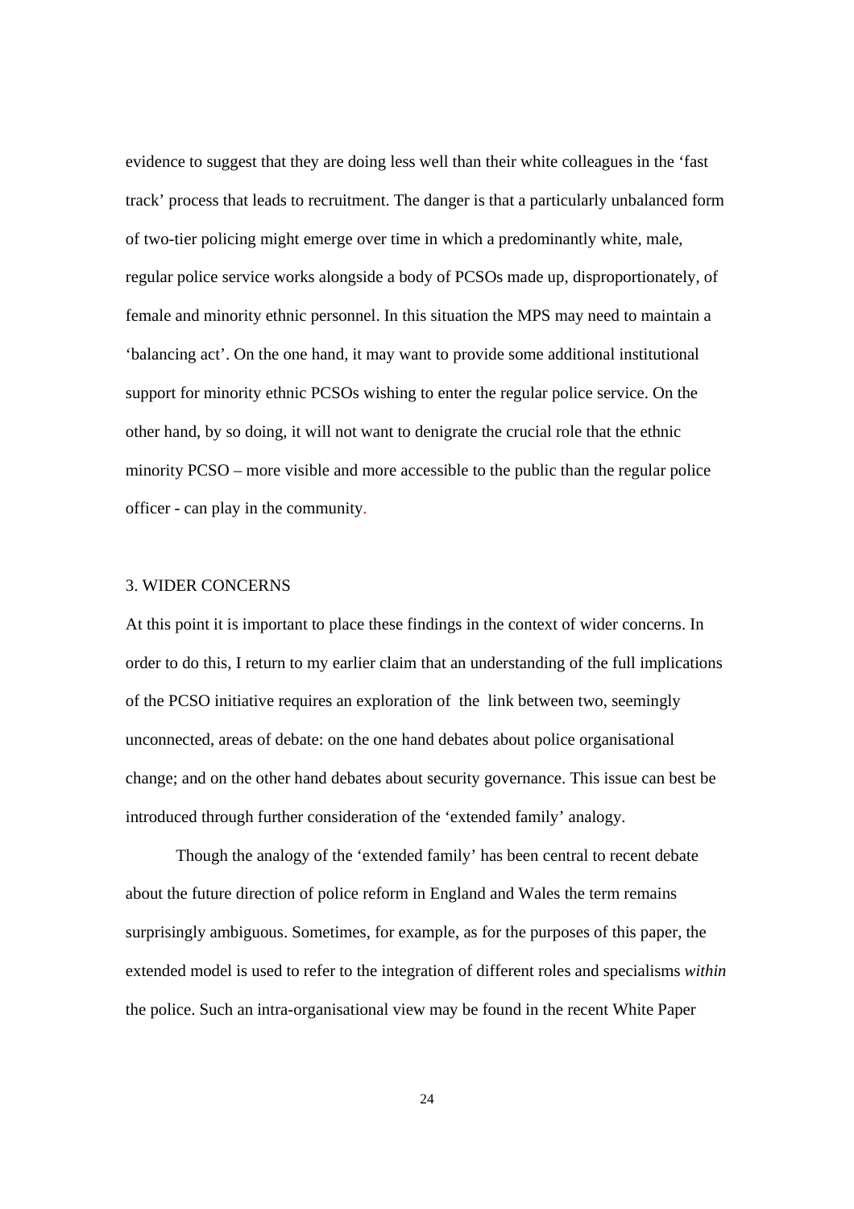evidence to suggest that they are doing less well than their white colleagues in the 'fast track' process that leads to recruitment. The danger is that a particularly unbalanced form of two-tier policing might emerge over time in which a predominantly white, male, regular police service works alongside a body of PCSOs made up, disproportionately, of female and minority ethnic personnel. In this situation the MPS may need to maintain a 'balancing act'. On the one hand, it may want to provide some additional institutional support for minority ethnic PCSOs wishing to enter the regular police service. On the other hand, by so doing, it will not want to denigrate the crucial role that the ethnic minority PCSO – more visible and more accessible to the public than the regular police officer - can play in the community.

## 3. WIDER CONCERNS

At this point it is important to place these findings in the context of wider concerns. In order to do this, I return to my earlier claim that an understanding of the full implications of the PCSO initiative requires an exploration of the link between two, seemingly unconnected, areas of debate: on the one hand debates about police organisational change; and on the other hand debates about security governance. This issue can best be introduced through further consideration of the 'extended family' analogy.

Though the analogy of the 'extended family' has been central to recent debate about the future direction of police reform in England and Wales the term remains surprisingly ambiguous. Sometimes, for example, as for the purposes of this paper, the extended model is used to refer to the integration of different roles and specialisms *within* the police. Such an intra-organisational view may be found in the recent White Paper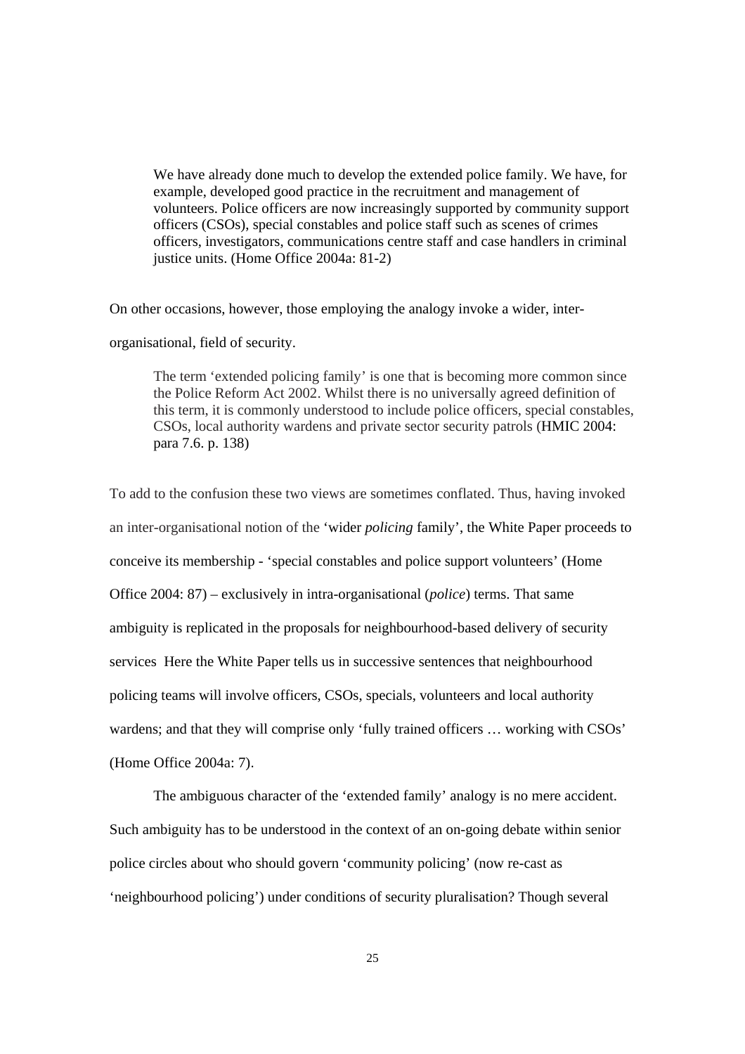> We have already done much to develop the extended police family. We have, for example, developed good practice in the recruitment and management of volunteers. Police officers are now increasingly supported by community support officers (CSOs), special constables and police staff such as scenes of crimes officers, investigators, communications centre staff and case handlers in criminal justice units. (Home Office 2004a: 81-2)

On other occasions, however, those employing the analogy invoke a wider, inter-organisational, field of security.

> The term 'extended policing family' is one that is becoming more common since the Police Reform Act 2002. Whilst there is no universally agreed definition of this term, it is commonly understood to include police officers, special constables, CSOs, local authority wardens and private sector security patrols (HMIC 2004: para 7.6. p. 138)

To add to the confusion these two views are sometimes conflated. Thus, having invoked an inter-organisational notion of the 'wider *policing* family', the White Paper proceeds to conceive its membership - 'special constables and police support volunteers' (Home Office 2004: 87) – exclusively in intra-organisational (*police*) terms. That same ambiguity is replicated in the proposals for neighbourhood-based delivery of security services Here the White Paper tells us in successive sentences that neighbourhood policing teams will involve officers, CSOs, specials, volunteers and local authority wardens; and that they will comprise only 'fully trained officers … working with CSOs' (Home Office 2004a: 7).

The ambiguous character of the 'extended family' analogy is no mere accident. Such ambiguity has to be understood in the context of an on-going debate within senior police circles about who should govern 'community policing' (now re-cast as 'neighbourhood policing') under conditions of security pluralisation? Though several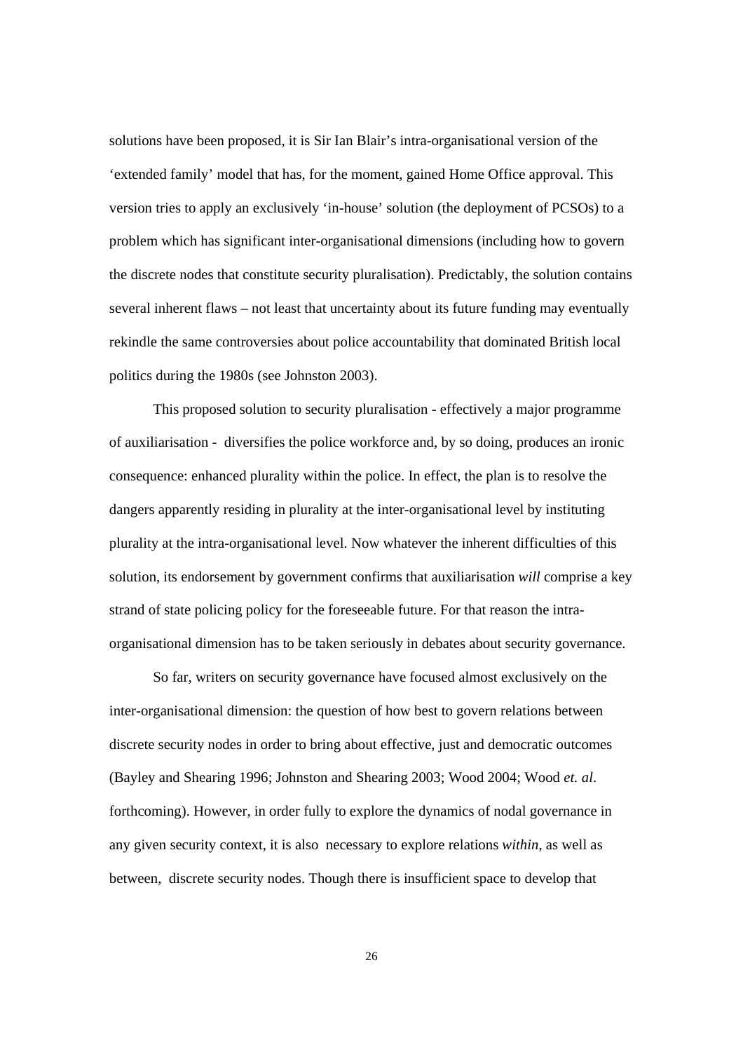solutions have been proposed, it is Sir Ian Blair's intra-organisational version of the 'extended family' model that has, for the moment, gained Home Office approval. This version tries to apply an exclusively 'in-house' solution (the deployment of PCSOs) to a problem which has significant inter-organisational dimensions (including how to govern the discrete nodes that constitute security pluralisation). Predictably, the solution contains several inherent flaws – not least that uncertainty about its future funding may eventually rekindle the same controversies about police accountability that dominated British local politics during the 1980s (see Johnston 2003).

This proposed solution to security pluralisation - effectively a major programme of auxiliarisation - diversifies the police workforce and, by so doing, produces an ironic consequence: enhanced plurality within the police. In effect, the plan is to resolve the dangers apparently residing in plurality at the inter-organisational level by instituting plurality at the intra-organisational level. Now whatever the inherent difficulties of this solution, its endorsement by government confirms that auxiliarisation *will* comprise a key strand of state policing policy for the foreseeable future. For that reason the intra-organisational dimension has to be taken seriously in debates about security governance.

So far, writers on security governance have focused almost exclusively on the inter-organisational dimension: the question of how best to govern relations between discrete security nodes in order to bring about effective, just and democratic outcomes (Bayley and Shearing 1996; Johnston and Shearing 2003; Wood 2004; Wood *et. al*. forthcoming). However, in order fully to explore the dynamics of nodal governance in any given security context, it is also necessary to explore relations *within*, as well as between, discrete security nodes. Though there is insufficient space to develop that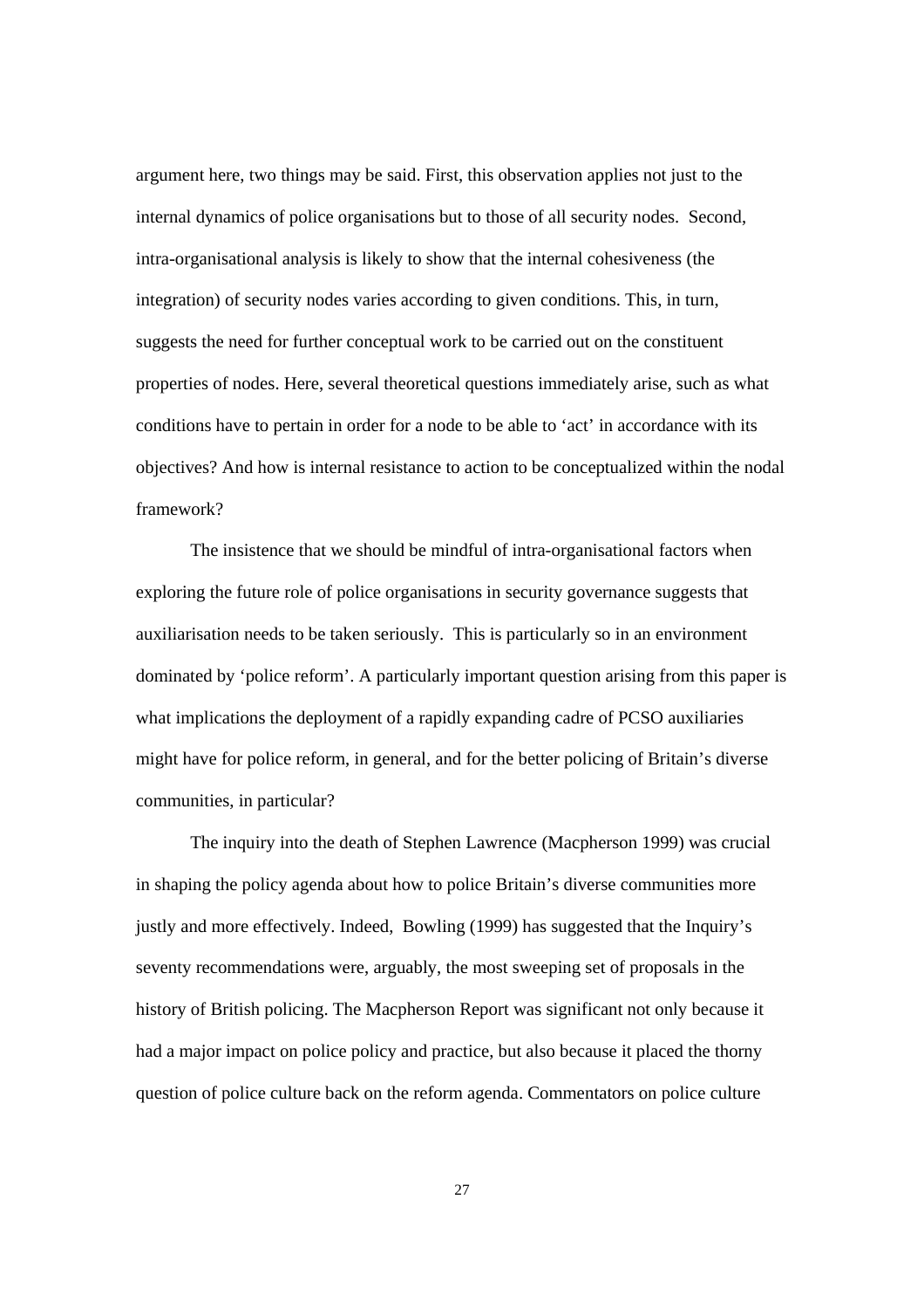argument here, two things may be said. First, this observation applies not just to the internal dynamics of police organisations but to those of all security nodes. Second, intra-organisational analysis is likely to show that the internal cohesiveness (the integration) of security nodes varies according to given conditions. This, in turn, suggests the need for further conceptual work to be carried out on the constituent properties of nodes. Here, several theoretical questions immediately arise, such as what conditions have to pertain in order for a node to be able to 'act' in accordance with its objectives? And how is internal resistance to action to be conceptualized within the nodal framework?

The insistence that we should be mindful of intra-organisational factors when exploring the future role of police organisations in security governance suggests that auxiliarisation needs to be taken seriously. This is particularly so in an environment dominated by 'police reform'. A particularly important question arising from this paper is what implications the deployment of a rapidly expanding cadre of PCSO auxiliaries might have for police reform, in general, and for the better policing of Britain's diverse communities, in particular?

The inquiry into the death of Stephen Lawrence (Macpherson 1999) was crucial in shaping the policy agenda about how to police Britain's diverse communities more justly and more effectively. Indeed, Bowling (1999) has suggested that the Inquiry's seventy recommendations were, arguably, the most sweeping set of proposals in the history of British policing. The Macpherson Report was significant not only because it had a major impact on police policy and practice, but also because it placed the thorny question of police culture back on the reform agenda. Commentators on police culture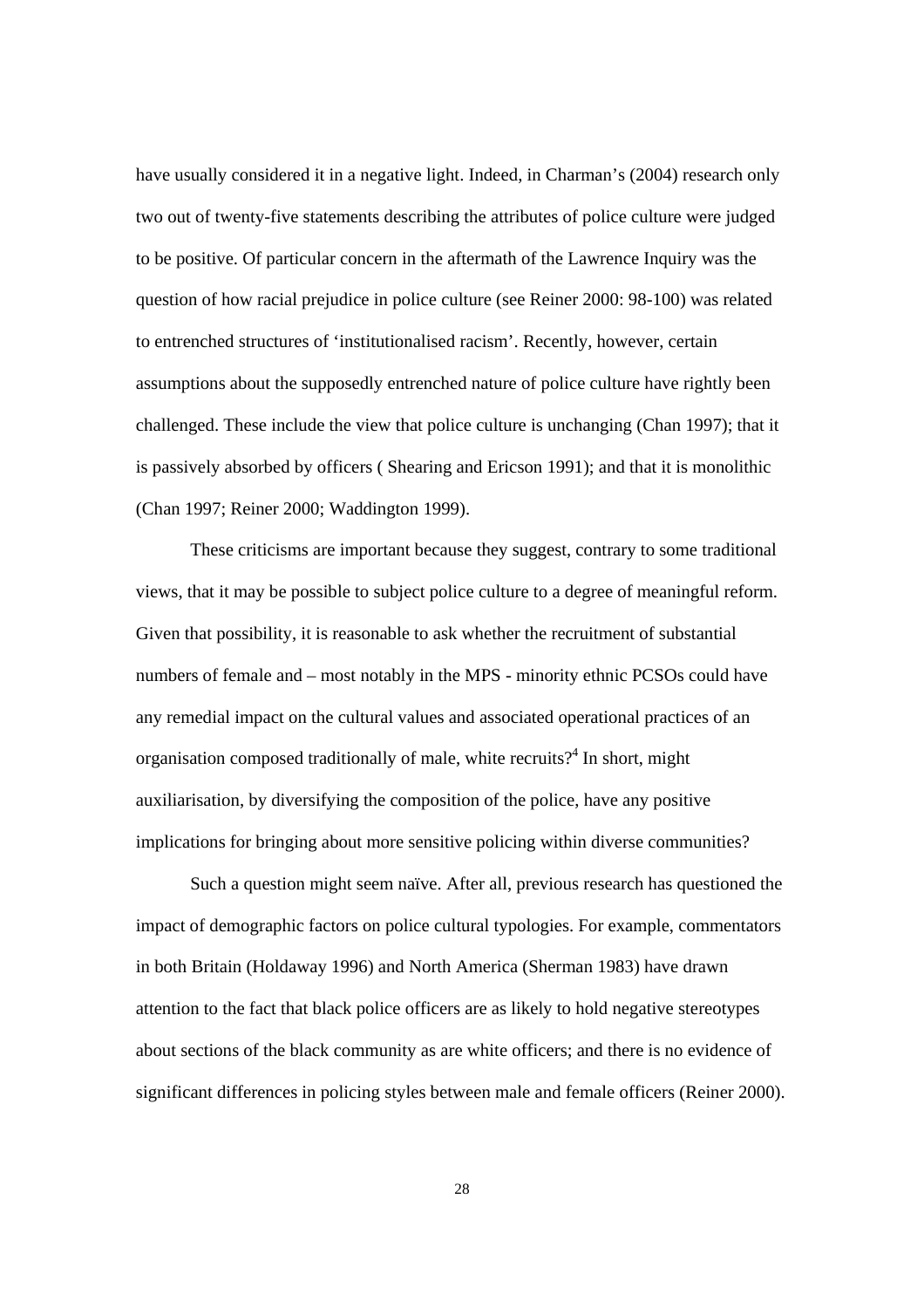have usually considered it in a negative light. Indeed, in Charman's (2004) research only two out of twenty-five statements describing the attributes of police culture were judged to be positive. Of particular concern in the aftermath of the Lawrence Inquiry was the question of how racial prejudice in police culture (see Reiner 2000: 98-100) was related to entrenched structures of 'institutionalised racism'. Recently, however, certain assumptions about the supposedly entrenched nature of police culture have rightly been challenged. These include the view that police culture is unchanging (Chan 1997); that it is passively absorbed by officers ( Shearing and Ericson 1991); and that it is monolithic (Chan 1997; Reiner 2000; Waddington 1999).

These criticisms are important because they suggest, contrary to some traditional views, that it may be possible to subject police culture to a degree of meaningful reform. Given that possibility, it is reasonable to ask whether the recruitment of substantial numbers of female and – most notably in the MPS - minority ethnic PCSOs could have any remedial impact on the cultural values and associated operational practices of an organisation composed traditionally of male, white recruits?[4] In short, might auxiliarisation, by diversifying the composition of the police, have any positive implications for bringing about more sensitive policing within diverse communities?

Such a question might seem naïve. After all, previous research has questioned the impact of demographic factors on police cultural typologies. For example, commentators in both Britain (Holdaway 1996) and North America (Sherman 1983) have drawn attention to the fact that black police officers are as likely to hold negative stereotypes about sections of the black community as are white officers; and there is no evidence of significant differences in policing styles between male and female officers (Reiner 2000).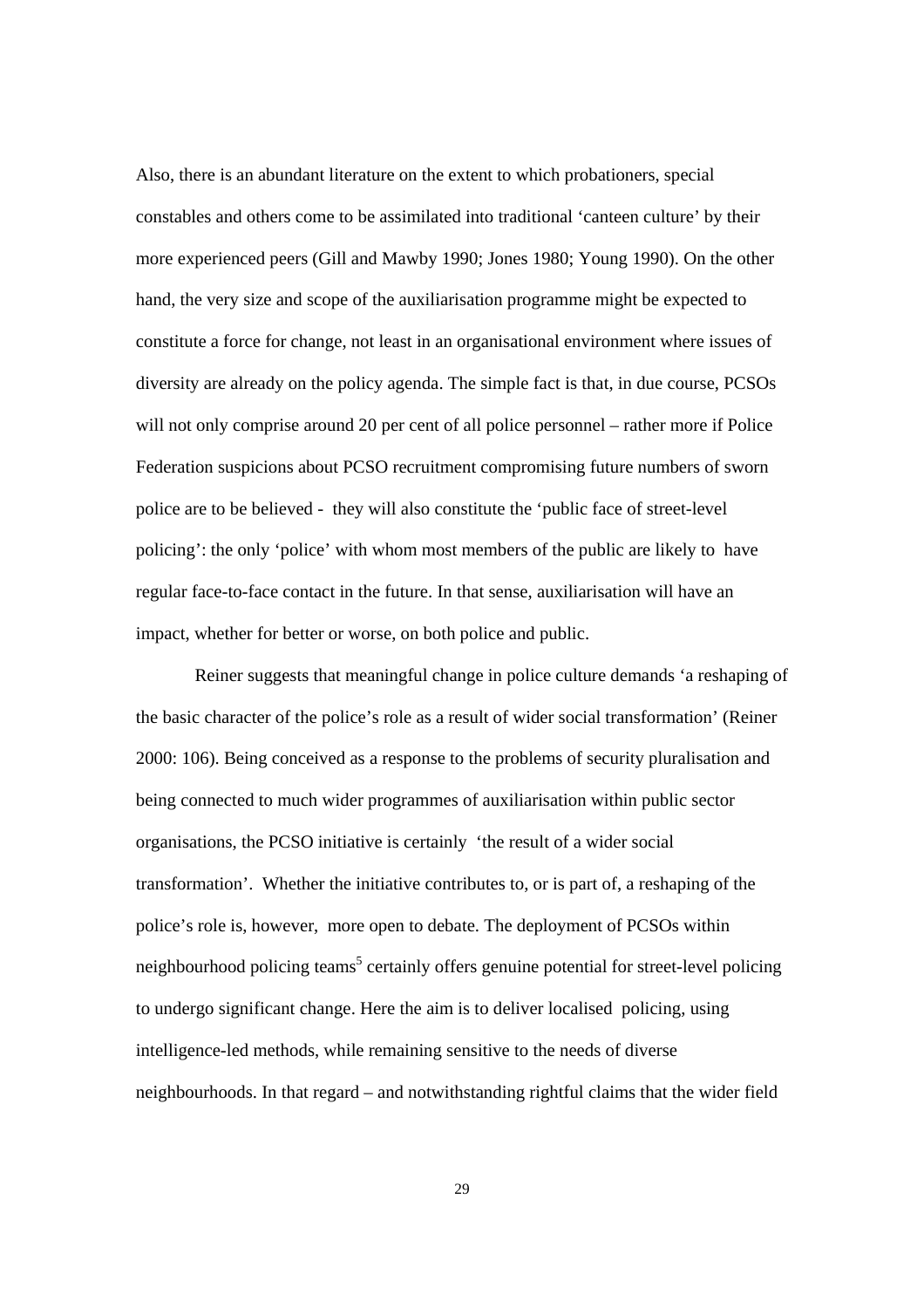Also, there is an abundant literature on the extent to which probationers, special constables and others come to be assimilated into traditional 'canteen culture' by their more experienced peers (Gill and Mawby 1990; Jones 1980; Young 1990). On the other hand, the very size and scope of the auxiliarisation programme might be expected to constitute a force for change, not least in an organisational environment where issues of diversity are already on the policy agenda. The simple fact is that, in due course, PCSOs will not only comprise around 20 per cent of all police personnel – rather more if Police Federation suspicions about PCSO recruitment compromising future numbers of sworn police are to be believed - they will also constitute the 'public face of street-level policing': the only 'police' with whom most members of the public are likely to have regular face-to-face contact in the future. In that sense, auxiliarisation will have an impact, whether for better or worse, on both police and public.

Reiner suggests that meaningful change in police culture demands 'a reshaping of the basic character of the police's role as a result of wider social transformation' (Reiner 2000: 106). Being conceived as a response to the problems of security pluralisation and being connected to much wider programmes of auxiliarisation within public sector organisations, the PCSO initiative is certainly 'the result of a wider social transformation'. Whether the initiative contributes to, or is part of, a reshaping of the police's role is, however, more open to debate. The deployment of PCSOs within neighbourhood policing teams[5] certainly offers genuine potential for street-level policing to undergo significant change. Here the aim is to deliver localised policing, using intelligence-led methods, while remaining sensitive to the needs of diverse neighbourhoods. In that regard – and notwithstanding rightful claims that the wider field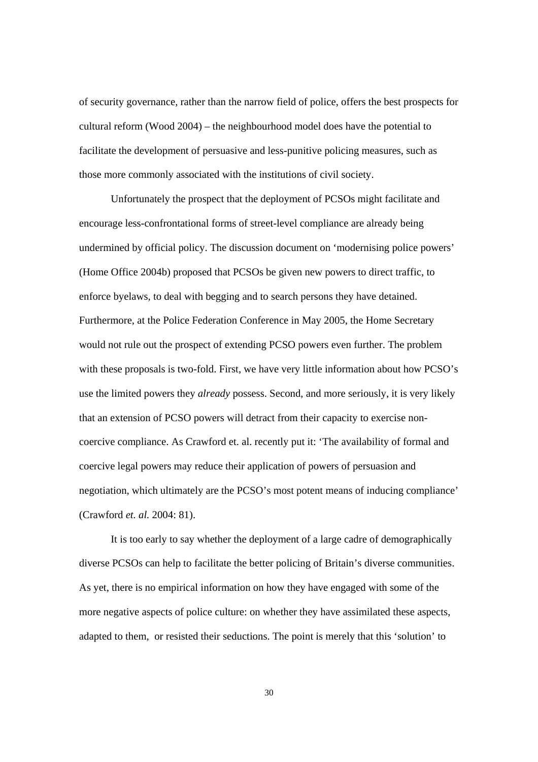of security governance, rather than the narrow field of police, offers the best prospects for cultural reform (Wood 2004) – the neighbourhood model does have the potential to facilitate the development of persuasive and less-punitive policing measures, such as those more commonly associated with the institutions of civil society.

Unfortunately the prospect that the deployment of PCSOs might facilitate and encourage less-confrontational forms of street-level compliance are already being undermined by official policy. The discussion document on 'modernising police powers' (Home Office 2004b) proposed that PCSOs be given new powers to direct traffic, to enforce byelaws, to deal with begging and to search persons they have detained. Furthermore, at the Police Federation Conference in May 2005, the Home Secretary would not rule out the prospect of extending PCSO powers even further. The problem with these proposals is two-fold. First, we have very little information about how PCSO's use the limited powers they *already* possess. Second, and more seriously, it is very likely that an extension of PCSO powers will detract from their capacity to exercise non-coercive compliance. As Crawford et. al. recently put it: 'The availability of formal and coercive legal powers may reduce their application of powers of persuasion and negotiation, which ultimately are the PCSO's most potent means of inducing compliance' (Crawford *et. al.* 2004: 81).

It is too early to say whether the deployment of a large cadre of demographically diverse PCSOs can help to facilitate the better policing of Britain's diverse communities. As yet, there is no empirical information on how they have engaged with some of the more negative aspects of police culture: on whether they have assimilated these aspects, adapted to them, or resisted their seductions. The point is merely that this 'solution' to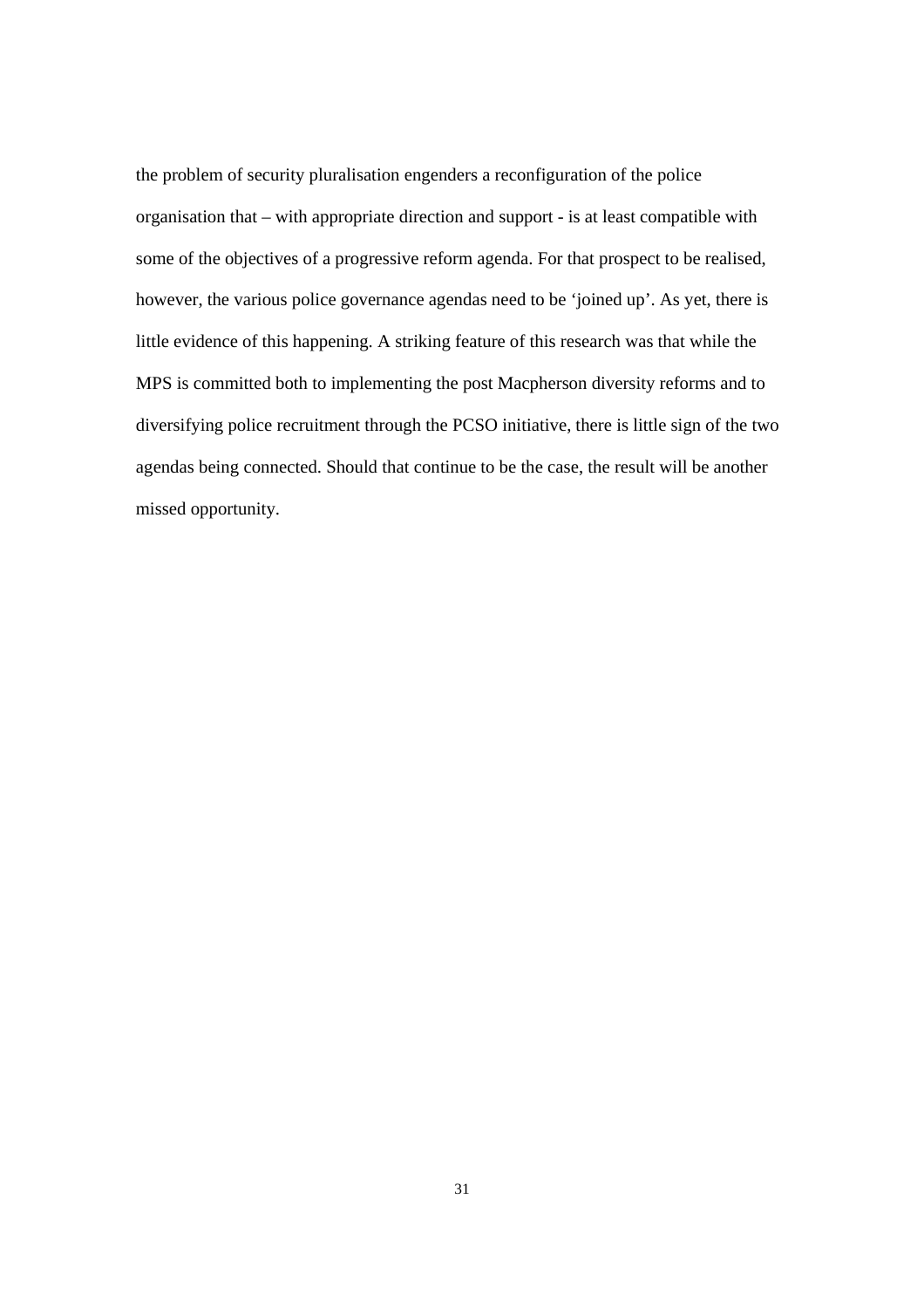the problem of security pluralisation engenders a reconfiguration of the police organisation that – with appropriate direction and support - is at least compatible with some of the objectives of a progressive reform agenda. For that prospect to be realised, however, the various police governance agendas need to be 'joined up'. As yet, there is little evidence of this happening. A striking feature of this research was that while the MPS is committed both to implementing the post Macpherson diversity reforms and to diversifying police recruitment through the PCSO initiative, there is little sign of the two agendas being connected. Should that continue to be the case, the result will be another missed opportunity.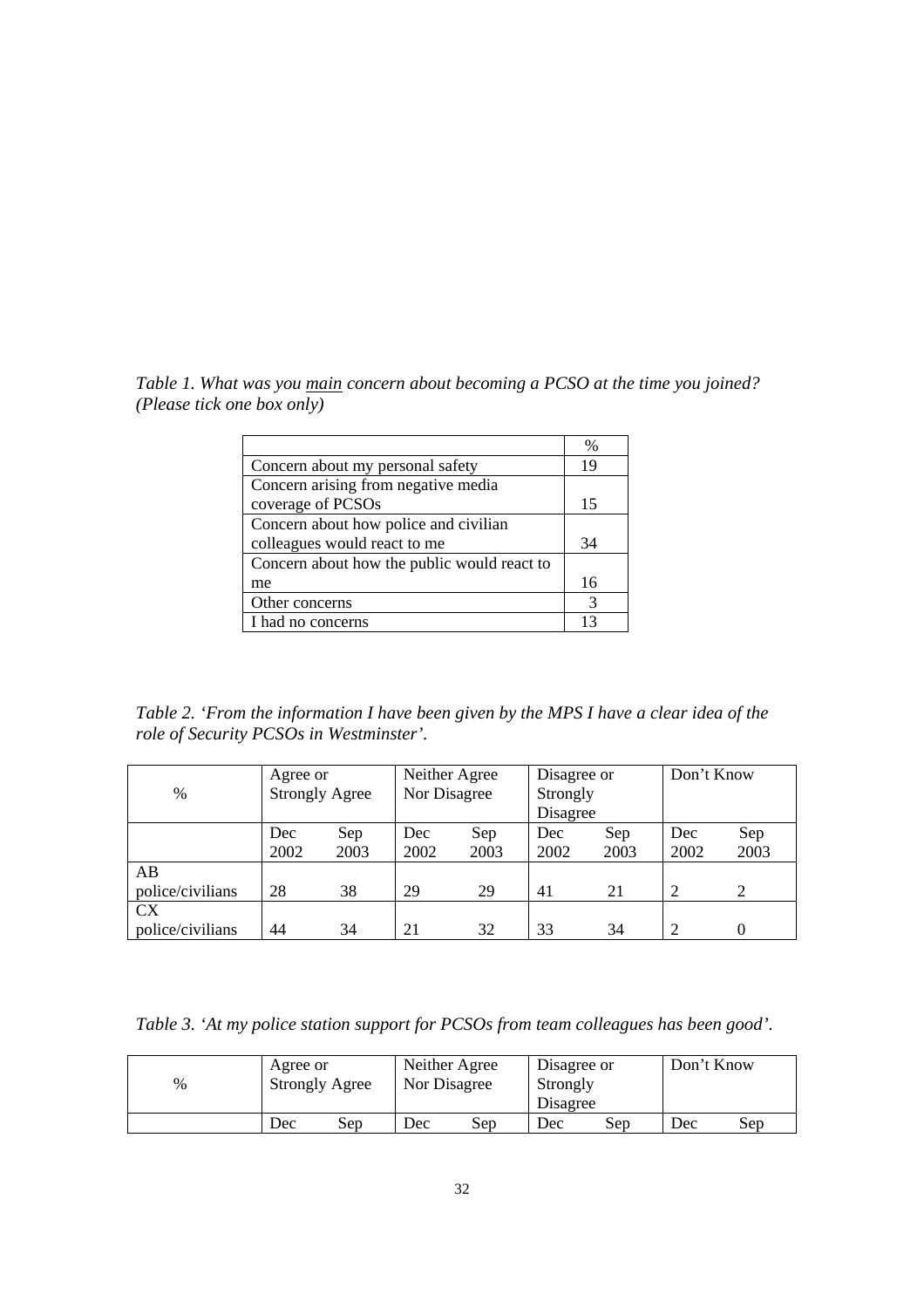*Table 1. What was you main concern about becoming a PCSO at the time you joined? (Please tick one box only)*

| | % |
|---|---|
| Concern about my personal safety | 19 |
| Concern arising from negative media coverage of PCSOs | 15 |
| Concern about how police and civilian colleagues would react to me | 34 |
| Concern about how the public would react to me | 16 |
| Other concerns | 3 |
| I had no concerns | 13 |

*Table 2. 'From the information I have been given by the MPS I have a clear idea of the role of Security PCSOs in Westminster'.*

| % | Agree or Strongly Agree | | Neither Agree Nor Disagree | | Disagree or Strongly Disagree | | Don't Know | |
|---|---|---|---|---|---|---|---|---|
| | Dec 2002 | Sep 2003 | Dec 2002 | Sep 2003 | Dec 2002 | Sep 2003 | Dec 2002 | Sep 2003 |
| AB police/civilians | 28 | 38 | 29 | 29 | 41 | 21 | 2 | 2 |
| CX police/civilians | 44 | 34 | 21 | 32 | 33 | 34 | 2 | 0 |

*Table 3. 'At my police station support for PCSOs from team colleagues has been good'.*

| % | Agree or Strongly Agree | | Neither Agree Nor Disagree | | Disagree or Strongly Disagree | | Don't Know | |
|---|---|---|---|---|---|---|---|---|
| | Dec | Sep | Dec | Sep | Dec | Sep | Dec | Sep |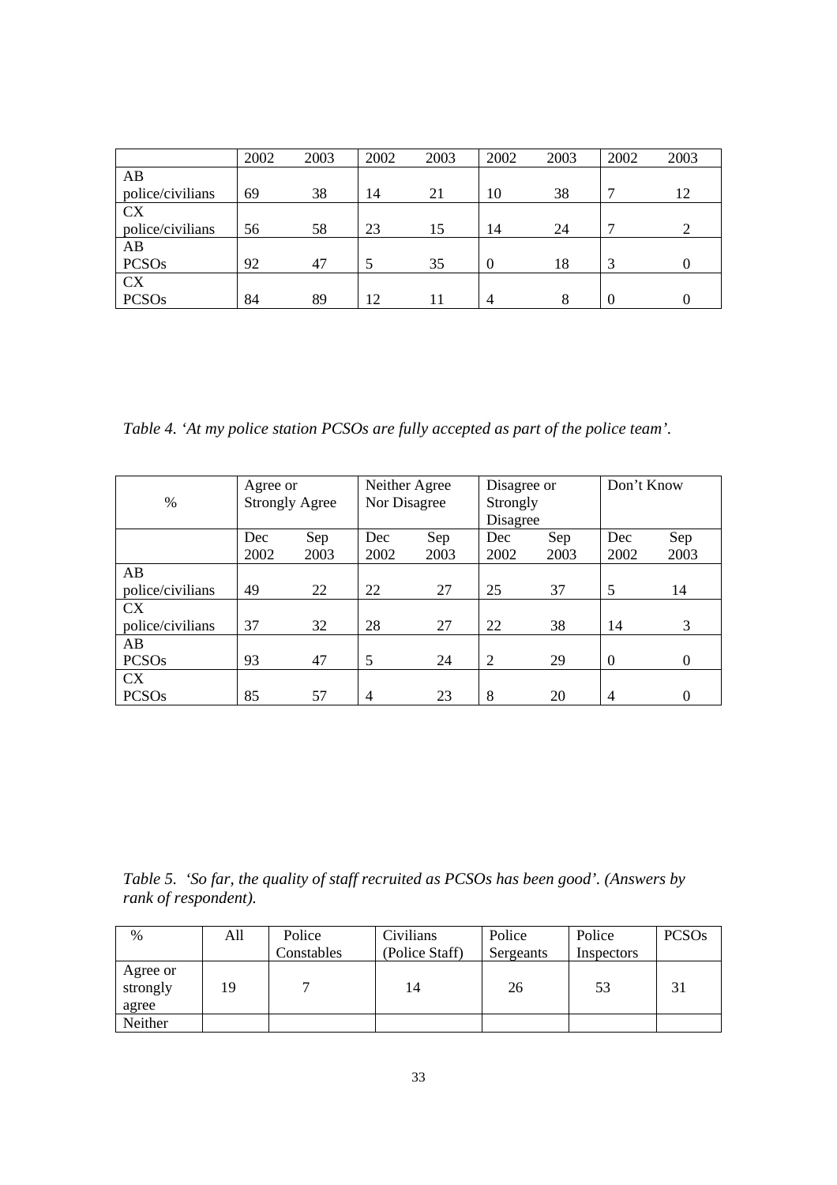| | 2002 | 2003 | 2002 | 2003 | 2002 | 2003 | 2002 | 2003 |
|---|---|---|---|---|---|---|---|---|
| AB police/civilians | 69 | 38 | 14 | 21 | 10 | 38 | 7 | 12 |
| CX police/civilians | 56 | 58 | 23 | 15 | 14 | 24 | 7 | 2 |
| AB PCSOs | 92 | 47 | 5 | 35 | 0 | 18 | 3 | 0 |
| CX PCSOs | 84 | 89 | 12 | 11 | 4 | 8 | 0 | 0 |

*Table 4. 'At my police station PCSOs are fully accepted as part of the police team'.*

| % | Agree or Strongly Agree | | Neither Agree Nor Disagree | | Disagree or Strongly Disagree | | Don't Know | |
|---|---|---|---|---|---|---|---|---|
| | Dec 2002 | Sep 2003 | Dec 2002 | Sep 2003 | Dec 2002 | Sep 2003 | Dec 2002 | Sep 2003 |
| AB police/civilians | 49 | 22 | 22 | 27 | 25 | 37 | 5 | 14 |
| CX police/civilians | 37 | 32 | 28 | 27 | 22 | 38 | 14 | 3 |
| AB PCSOs | 93 | 47 | 5 | 24 | 2 | 29 | 0 | 0 |
| CX PCSOs | 85 | 57 | 4 | 23 | 8 | 20 | 4 | 0 |

*Table 5. 'So far, the quality of staff recruited as PCSOs has been good'. (Answers by rank of respondent).*

| % | All | Police Constables | Civilians (Police Staff) | Police Sergeants | Police Inspectors | PCSOs |
|---|---|---|---|---|---|---|
| Agree or strongly agree | 19 | 7 | 14 | 26 | 53 | 31 |
| Neither | | | | | | |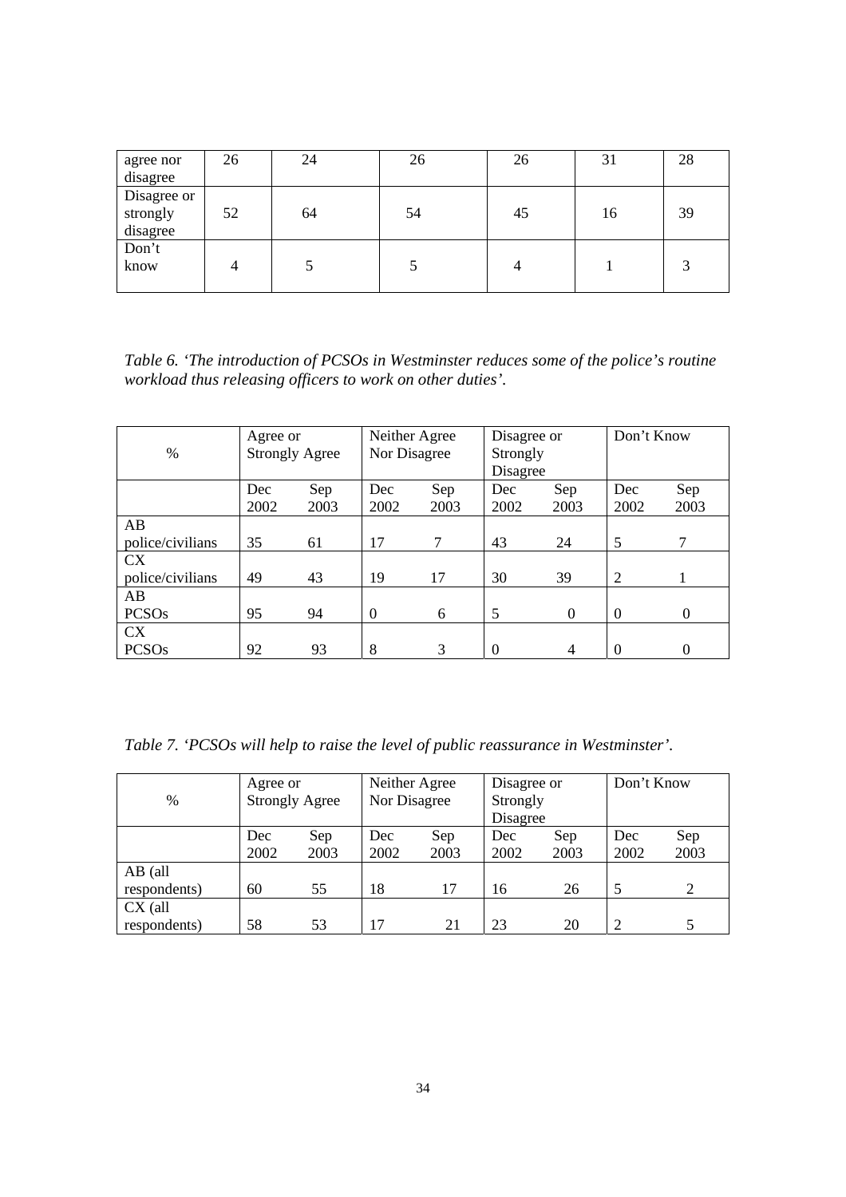| | | | | | | |
|---|---|---|---|---|---|---|
| agree nor disagree | 26 | 24 | 26 | 26 | 31 | 28 |
| Disagree or strongly disagree | 52 | 64 | 54 | 45 | 16 | 39 |
| Don't know | 4 | 5 | 5 | 4 | 1 | 3 |

*Table 6. 'The introduction of PCSOs in Westminster reduces some of the police's routine workload thus releasing officers to work on other duties'.*

| % | Agree or Strongly Agree | | Neither Agree Nor Disagree | | Disagree or Strongly Disagree | | Don't Know | |
|---|---|---|---|---|---|---|---|---|
| | Dec 2002 | Sep 2003 | Dec 2002 | Sep 2003 | Dec 2002 | Sep 2003 | Dec 2002 | Sep 2003 |
| AB police/civilians | 35 | 61 | 17 | 7 | 43 | 24 | 5 | 7 |
| CX police/civilians | 49 | 43 | 19 | 17 | 30 | 39 | 2 | 1 |
| AB PCSOs | 95 | 94 | 0 | 6 | 5 | 0 | 0 | 0 |
| CX PCSOs | 92 | 93 | 8 | 3 | 0 | 4 | 0 | 0 |

*Table 7. 'PCSOs will help to raise the level of public reassurance in Westminster'.*

| % | Agree or Strongly Agree | | Neither Agree Nor Disagree | | Disagree or Strongly Disagree | | Don't Know | |
|---|---|---|---|---|---|---|---|---|
| | Dec 2002 | Sep 2003 | Dec 2002 | Sep 2003 | Dec 2002 | Sep 2003 | Dec 2002 | Sep 2003 |
| AB (all respondents) | 60 | 55 | 18 | 17 | 16 | 26 | 5 | 2 |
| CX (all respondents) | 58 | 53 | 17 | 21 | 23 | 20 | 2 | 5 |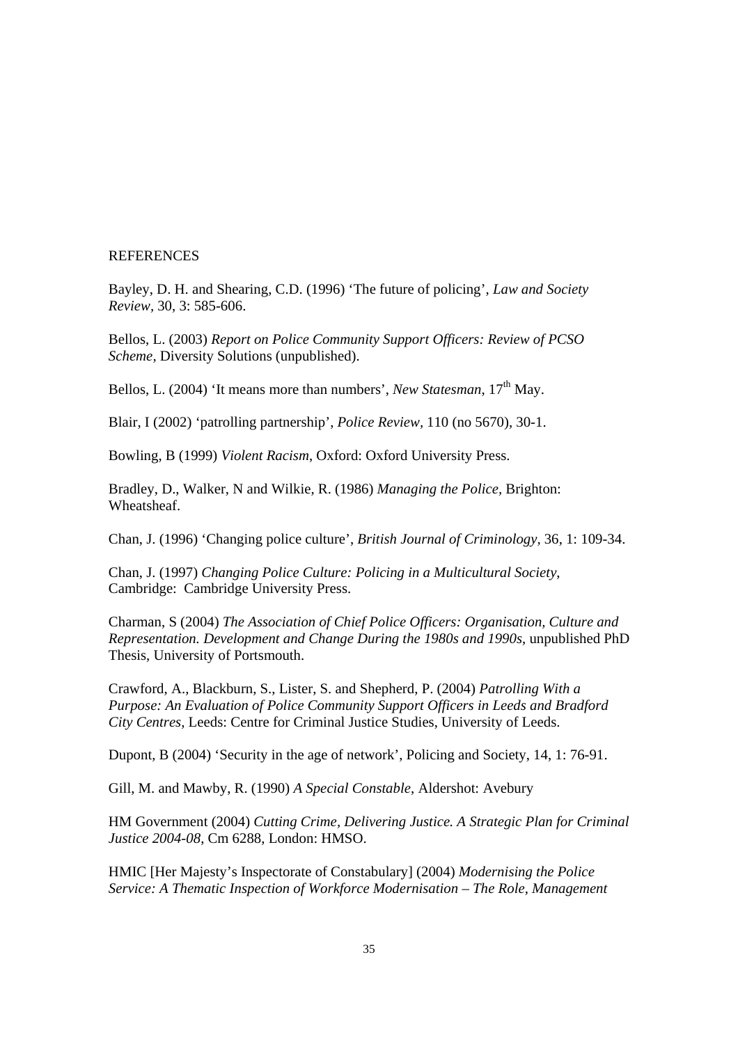## REFERENCES

Bayley, D. H. and Shearing, C.D. (1996) 'The future of policing', *Law and Society Review*, 30, 3: 585-606.

Bellos, L. (2003) *Report on Police Community Support Officers: Review of PCSO Scheme,* Diversity Solutions (unpublished).

Bellos, L. (2004) 'It means more than numbers', *New Statesman*, 17th May.

Blair, I (2002) 'patrolling partnership', *Police Review,* 110 (no 5670), 30-1.

Bowling, B (1999) *Violent Racism*, Oxford: Oxford University Press.

Bradley, D., Walker, N and Wilkie, R. (1986) *Managing the Police,* Brighton: Wheatsheaf.

Chan, J. (1996) 'Changing police culture', *British Journal of Criminology*, 36, 1: 109-34.

Chan, J. (1997) *Changing Police Culture: Policing in a Multicultural Society*, Cambridge: Cambridge University Press.

Charman, S (2004) *The Association of Chief Police Officers: Organisation, Culture and Representation. Development and Change During the 1980s and 1990s*, unpublished PhD Thesis, University of Portsmouth.

Crawford, A., Blackburn, S., Lister, S. and Shepherd, P. (2004) *Patrolling With a Purpose: An Evaluation of Police Community Support Officers in Leeds and Bradford City Centres,* Leeds: Centre for Criminal Justice Studies, University of Leeds.

Dupont, B (2004) 'Security in the age of network', Policing and Society, 14, 1: 76-91.

Gill, M. and Mawby, R. (1990) *A Special Constable*, Aldershot: Avebury

HM Government (2004) *Cutting Crime, Delivering Justice. A Strategic Plan for Criminal Justice 2004-08*, Cm 6288, London: HMSO.

HMIC [Her Majesty's Inspectorate of Constabulary] (2004) *Modernising the Police Service: A Thematic Inspection of Workforce Modernisation – The Role, Management*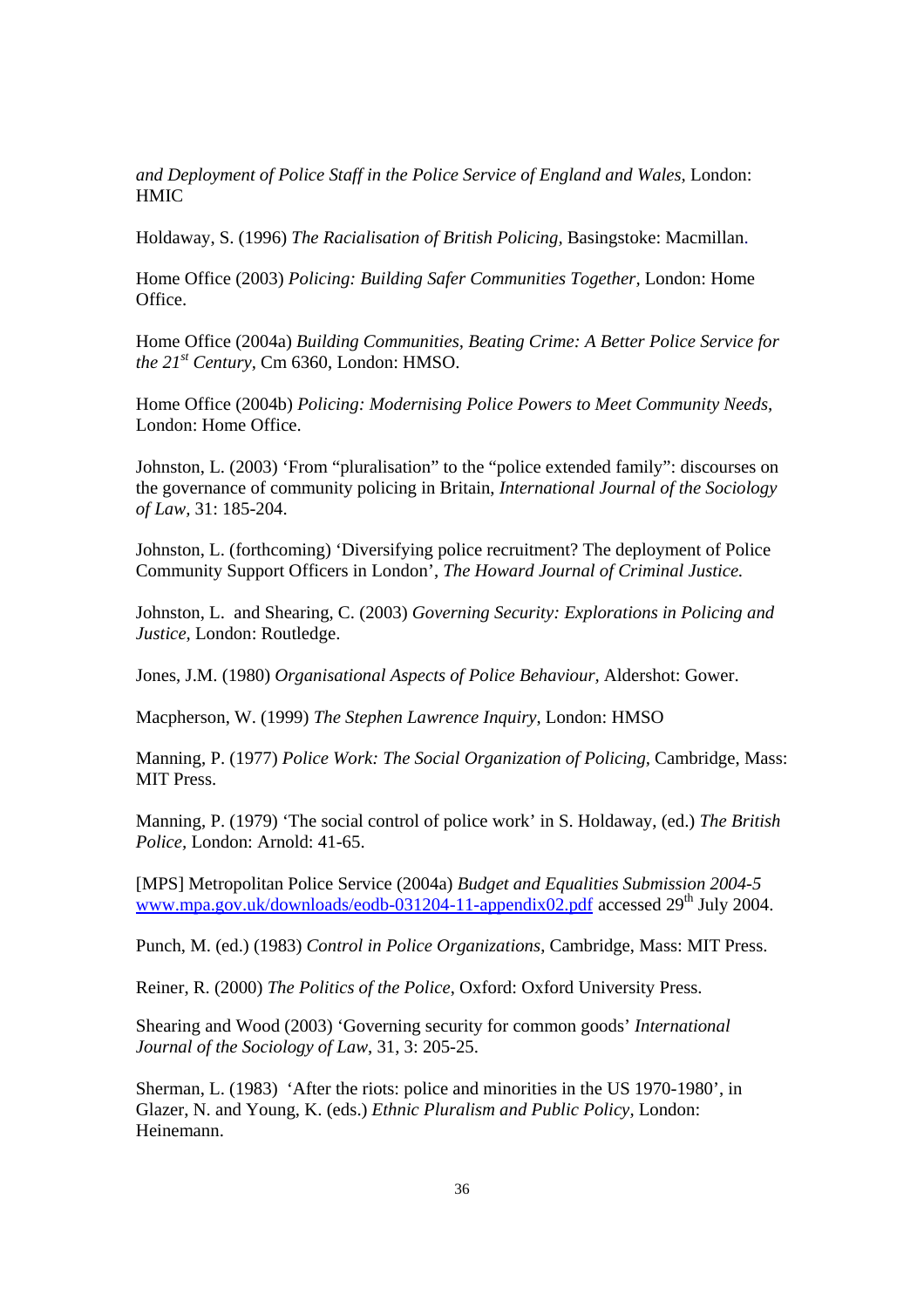*and Deployment of Police Staff in the Police Service of England and Wales,* London: HMIC

Holdaway, S. (1996) *The Racialisation of British Policing,* Basingstoke: Macmillan.

Home Office (2003) *Policing: Building Safer Communities Together,* London: Home Office.

Home Office (2004a) *Building Communities, Beating Crime: A Better Police Service for the 21st Century,* Cm 6360, London: HMSO.

Home Office (2004b) *Policing: Modernising Police Powers to Meet Community Needs,* London: Home Office.

Johnston, L. (2003) 'From "pluralisation" to the "police extended family": discourses on the governance of community policing in Britain, *International Journal of the Sociology of Law,* 31: 185-204.

Johnston, L. (forthcoming) 'Diversifying police recruitment? The deployment of Police Community Support Officers in London', *The Howard Journal of Criminal Justice.*

Johnston, L. and Shearing, C. (2003) *Governing Security: Explorations in Policing and Justice,* London: Routledge.

Jones, J.M. (1980) *Organisational Aspects of Police Behaviour,* Aldershot: Gower.

Macpherson, W. (1999) *The Stephen Lawrence Inquiry*, London: HMSO

Manning, P. (1977) *Police Work: The Social Organization of Policing,* Cambridge, Mass: MIT Press.

Manning, P. (1979) 'The social control of police work' in S. Holdaway, (ed.) *The British Police,* London: Arnold: 41-65.

[MPS] Metropolitan Police Service (2004a) *Budget and Equalities Submission 2004-5* www.mpa.gov.uk/downloads/eodb-031204-11-appendix02.pdf accessed 29th July 2004.

Punch, M. (ed.) (1983) *Control in Police Organizations*, Cambridge, Mass: MIT Press.

Reiner, R. (2000) *The Politics of the Police*, Oxford: Oxford University Press.

Shearing and Wood (2003) 'Governing security for common goods' *International Journal of the Sociology of Law*, 31, 3: 205-25.

Sherman, L. (1983) 'After the riots: police and minorities in the US 1970-1980', in Glazer, N. and Young, K. (eds.) *Ethnic Pluralism and Public Policy,* London: Heinemann.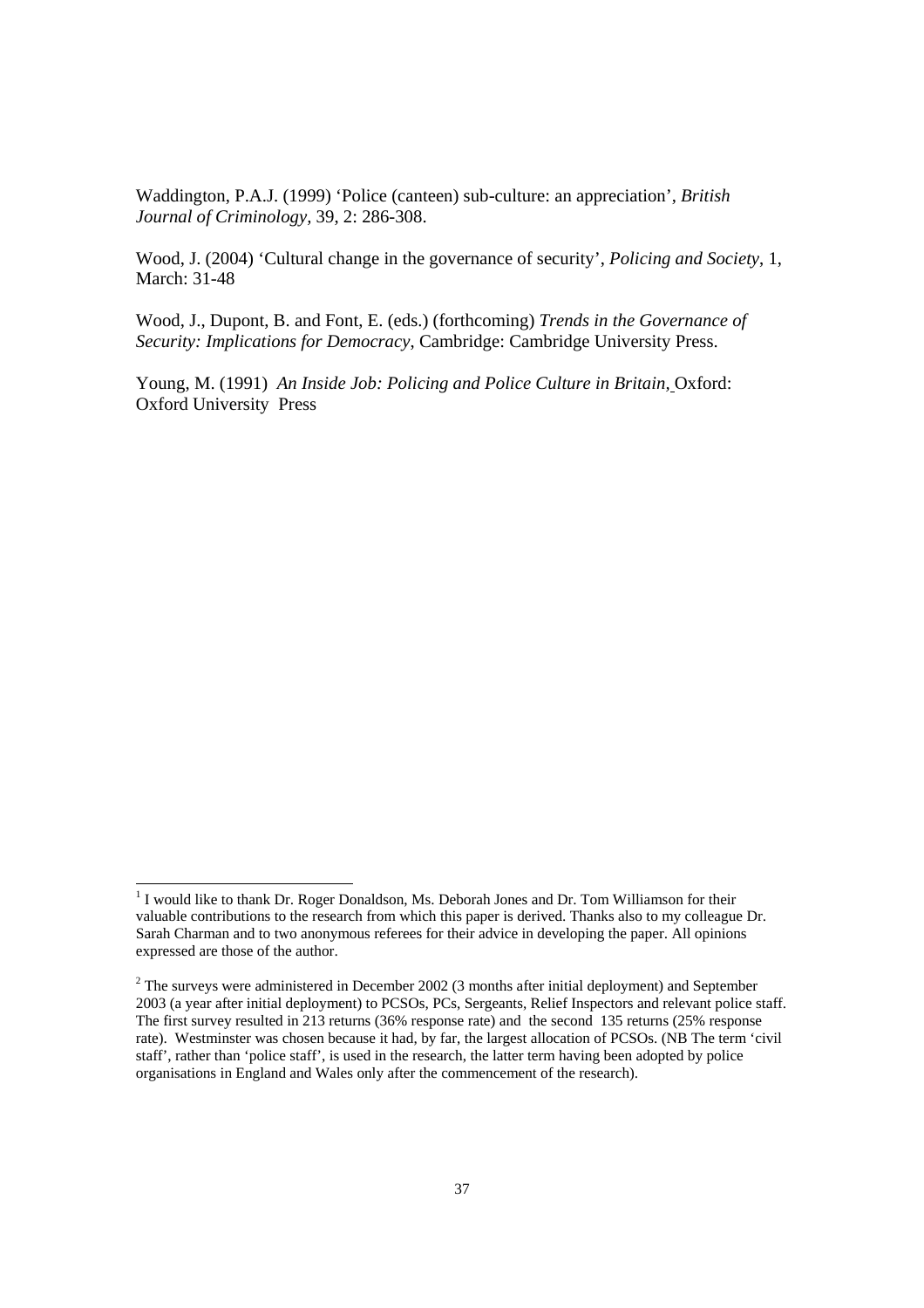Waddington, P.A.J. (1999) 'Police (canteen) sub-culture: an appreciation', *British Journal of Criminology*, 39, 2: 286-308.

Wood, J. (2004) 'Cultural change in the governance of security', *Policing and Society*, 1, March: 31-48

Wood, J., Dupont, B. and Font, E. (eds.) (forthcoming) *Trends in the Governance of Security: Implications for Democracy*, Cambridge: Cambridge University Press.

Young, M. (1991) *An Inside Job: Policing and Police Culture in Britain,* Oxford: Oxford University Press

---

[1] I would like to thank Dr. Roger Donaldson, Ms. Deborah Jones and Dr. Tom Williamson for their valuable contributions to the research from which this paper is derived. Thanks also to my colleague Dr. Sarah Charman and to two anonymous referees for their advice in developing the paper. All opinions expressed are those of the author.

[2] The surveys were administered in December 2002 (3 months after initial deployment) and September 2003 (a year after initial deployment) to PCSOs, PCs, Sergeants, Relief Inspectors and relevant police staff. The first survey resulted in 213 returns (36% response rate) and the second 135 returns (25% response rate). Westminster was chosen because it had, by far, the largest allocation of PCSOs. (NB The term 'civil staff', rather than 'police staff', is used in the research, the latter term having been adopted by police organisations in England and Wales only after the commencement of the research).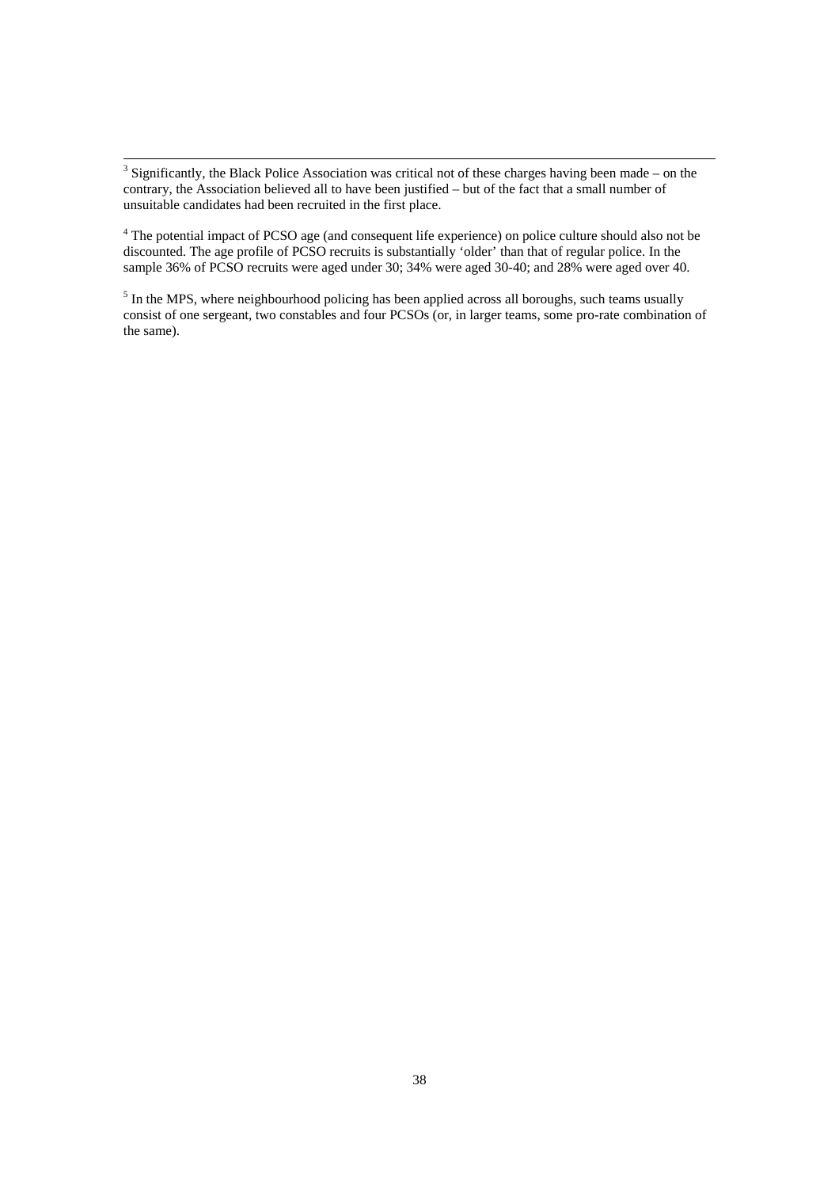[3] Significantly, the Black Police Association was critical not of these charges having been made – on the contrary, the Association believed all to have been justified – but of the fact that a small number of unsuitable candidates had been recruited in the first place.

[4] The potential impact of PCSO age (and consequent life experience) on police culture should also not be discounted. The age profile of PCSO recruits is substantially 'older' than that of regular police. In the sample 36% of PCSO recruits were aged under 30; 34% were aged 30-40; and 28% were aged over 40.

[5] In the MPS, where neighbourhood policing has been applied across all boroughs, such teams usually consist of one sergeant, two constables and four PCSOs (or, in larger teams, some pro-rate combination of the same).